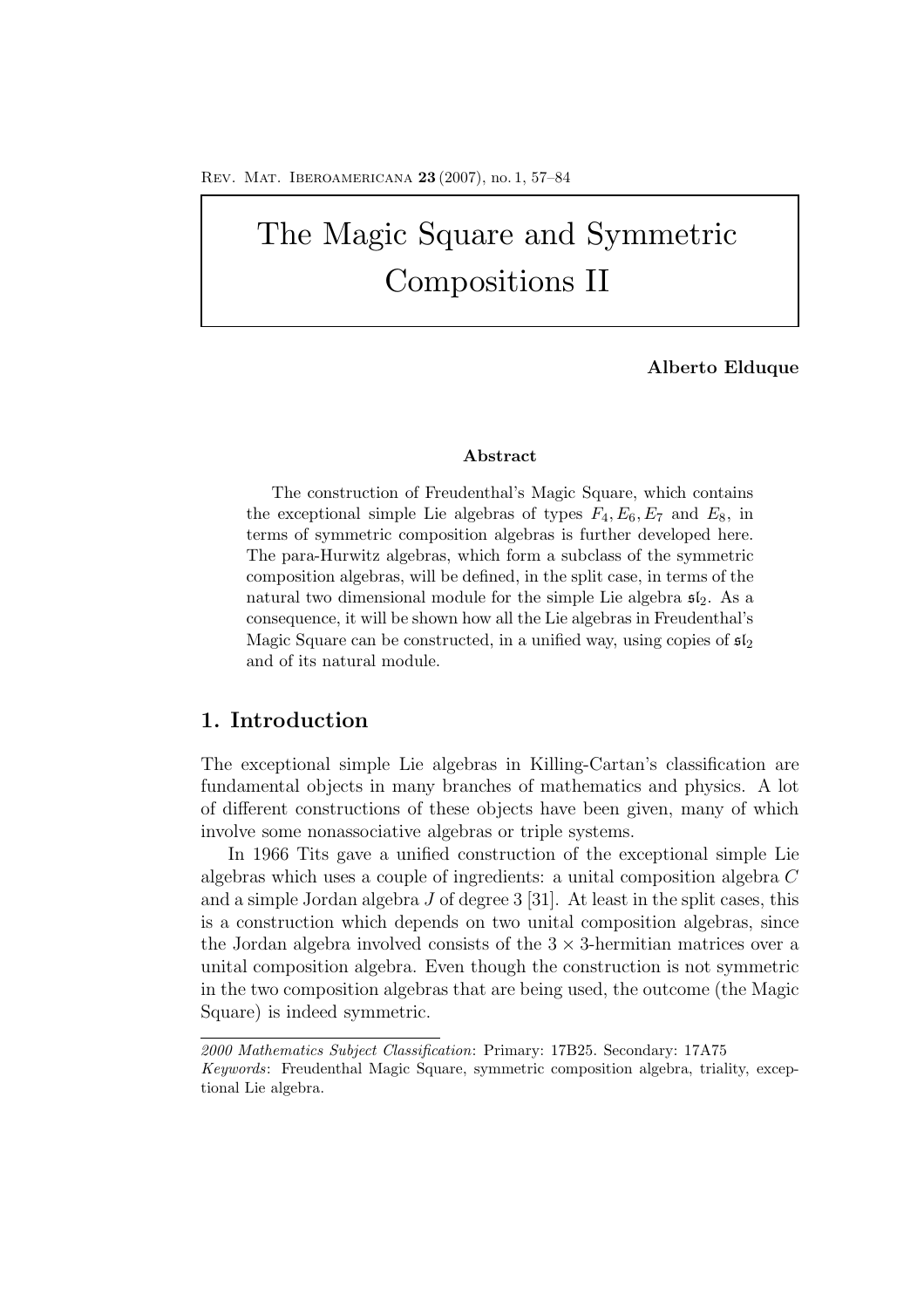# The Magic Square and Symmetric Compositions II

**Alberto Elduque**

**Abstract**

The construction of Freudenthal's Magic Square, which contains the exceptional simple Lie algebras of types $F_4, E_6, E_7$ and $E_8$, in terms of symmetric composition algebras is further developed here. The para-Hurwitz algebras, which form a subclass of the symmetric composition algebras, will be defined, in the split case, in terms of the natural two dimensional module for the simple Lie algebra $\mathfrak{sl}_2$. As a consequence, it will be shown how all the Lie algebras in Freudenthal's Magic Square can be constructed, in a unified way, using copies of $\mathfrak{sl}_2$ and of its natural module.

## 1. Introduction

The exceptional simple Lie algebras in Killing-Cartan's classification are fundamental objects in many branches of mathematics and physics. A lot of different constructions of these objects have been given, many of which involve some nonassociative algebras or triple systems.

In 1966 Tits gave a unified construction of the exceptional simple Lie algebras which uses a couple of ingredients: a unital composition algebra $C$ and a simple Jordan algebra $J$ of degree 3 [31]. At least in the split cases, this is a construction which depends on two unital composition algebras, since the Jordan algebra involved consists of the $3 \times 3$-hermitian matrices over a unital composition algebra. Even though the construction is not symmetric in the two composition algebras that are being used, the outcome (the Magic Square) is indeed symmetric.

---

*2000 Mathematics Subject Classification*: Primary: 17B25. Secondary: 17A75

*Keywords*: Freudenthal Magic Square, symmetric composition algebra, triality, exceptional Lie algebra.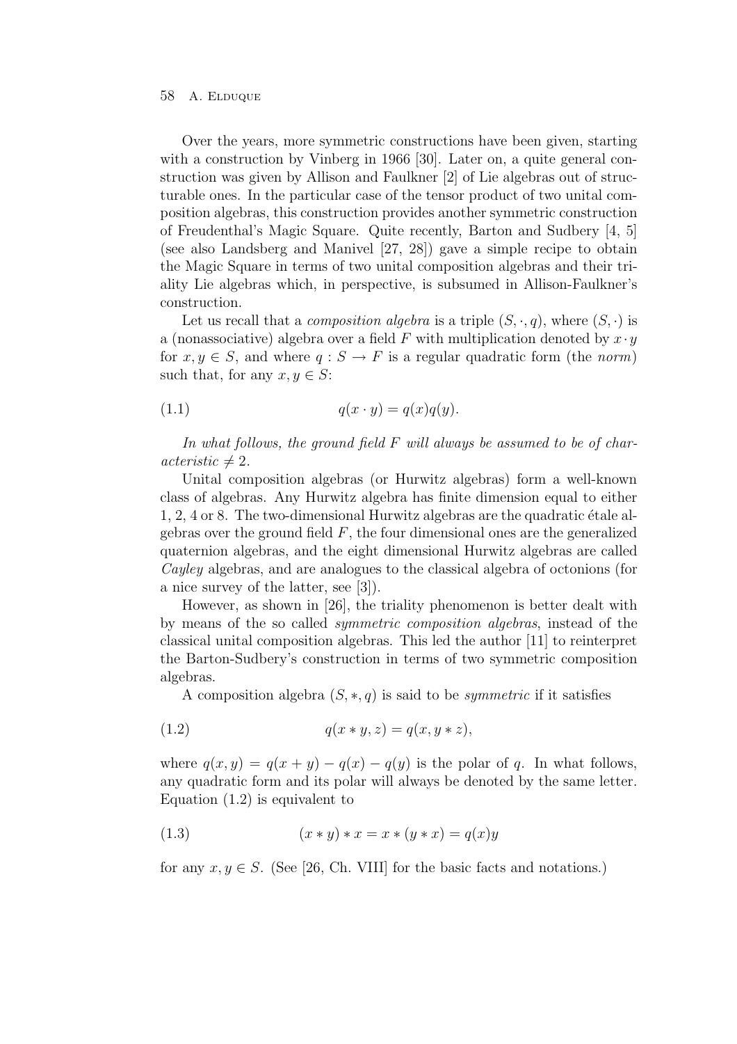Over the years, more symmetric constructions have been given, starting with a construction by Vinberg in 1966 [30]. Later on, a quite general construction was given by Allison and Faulkner [2] of Lie algebras out of structurable ones. In the particular case of the tensor product of two unital composition algebras, this construction provides another symmetric construction of Freudenthal's Magic Square. Quite recently, Barton and Sudbery [4, 5] (see also Landsberg and Manivel [27, 28]) gave a simple recipe to obtain the Magic Square in terms of two unital composition algebras and their triality Lie algebras which, in perspective, is subsumed in Allison-Faulkner's construction.

Let us recall that a *composition algebra* is a triple $(S, \cdot, q)$, where $(S, \cdot)$ is a (nonassociative) algebra over a field $F$ with multiplication denoted by $x \cdot y$ for $x, y \in S$, and where $q : S \to F$ is a regular quadratic form (the *norm*) such that, for any $x, y \in S$:

$$q(x \cdot y) = q(x)q(y). \tag{1.1}$$

*In what follows, the ground field $F$ will always be assumed to be of characteristic $\neq 2$.*

Unital composition algebras (or Hurwitz algebras) form a well-known class of algebras. Any Hurwitz algebra has finite dimension equal to either 1, 2, 4 or 8. The two-dimensional Hurwitz algebras are the quadratic étale algebras over the ground field $F$, the four dimensional ones are the generalized quaternion algebras, and the eight dimensional Hurwitz algebras are called *Cayley* algebras, and are analogues to the classical algebra of octonions (for a nice survey of the latter, see [3]).

However, as shown in [26], the triality phenomenon is better dealt with by means of the so called *symmetric composition algebras*, instead of the classical unital composition algebras. This led the author [11] to reinterpret the Barton-Sudbery's construction in terms of two symmetric composition algebras.

A composition algebra $(S, *, q)$ is said to be *symmetric* if it satisfies

$$q(x * y, z) = q(x, y * z), \tag{1.2}$$

where $q(x, y) = q(x + y) - q(x) - q(y)$ is the polar of $q$. In what follows, any quadratic form and its polar will always be denoted by the same letter. Equation (1.2) is equivalent to

$$(x * y) * x = x * (y * x) = q(x)y \tag{1.3}$$

for any $x, y \in S$. (See [26, Ch. VIII] for the basic facts and notations.)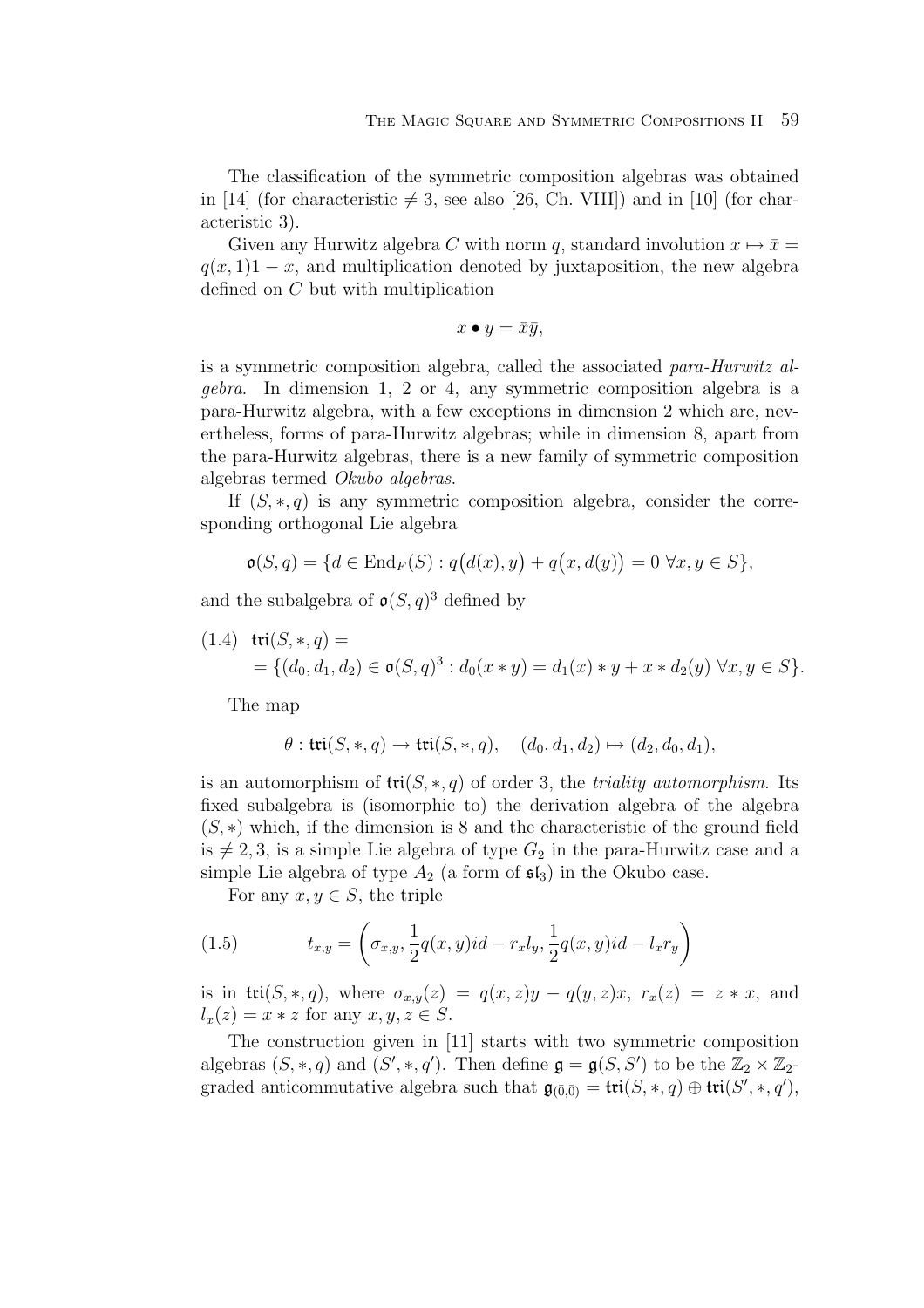The classification of the symmetric composition algebras was obtained in [14] (for characteristic $\neq 3$, see also [26, Ch. VIII]) and in [10] (for characteristic 3).

Given any Hurwitz algebra $C$ with norm $q$, standard involution $x \mapsto \bar{x} = q(x,1)1 - x$, and multiplication denoted by juxtaposition, the new algebra defined on $C$ but with multiplication

$$x \bullet y = \bar{x}\bar{y},$$

is a symmetric composition algebra, called the associated *para-Hurwitz algebra*. In dimension 1, 2 or 4, any symmetric composition algebra is a para-Hurwitz algebra, with a few exceptions in dimension 2 which are, nevertheless, forms of para-Hurwitz algebras; while in dimension 8, apart from the para-Hurwitz algebras, there is a new family of symmetric composition algebras termed *Okubo algebras*.

If $(S,*,q)$ is any symmetric composition algebra, consider the corresponding orthogonal Lie algebra

$$\mathfrak{o}(S,q) = \{d \in \operatorname{End}_F(S) : q\big(d(x),y\big) + q\big(x,d(y)\big) = 0 \ \forall x,y \in S\},$$

and the subalgebra of $\mathfrak{o}(S,q)^3$ defined by

$$(1.4)\quad \begin{aligned} &\mathfrak{tri}(S,*,q) = \\ &= \{(d_0,d_1,d_2) \in \mathfrak{o}(S,q)^3 : d_0(x*y) = d_1(x)*y + x*d_2(y) \ \forall x,y \in S\}. \end{aligned}$$

The map

$$\theta : \mathfrak{tri}(S,*,q) \to \mathfrak{tri}(S,*,q), \quad (d_0,d_1,d_2) \mapsto (d_2,d_0,d_1),$$

is an automorphism of $\mathfrak{tri}(S,*,q)$ of order 3, the *triality automorphism*. Its fixed subalgebra is (isomorphic to) the derivation algebra of the algebra $(S,*)$ which, if the dimension is 8 and the characteristic of the ground field is $\neq 2,3$, is a simple Lie algebra of type $G_2$ in the para-Hurwitz case and a simple Lie algebra of type $A_2$ (a form of $\mathfrak{sl}_3$) in the Okubo case.

For any $x,y \in S$, the triple

$$(1.5)\qquad t_{x,y} = \left(\sigma_{x,y}, \frac{1}{2}q(x,y)id - r_x l_y, \frac{1}{2}q(x,y)id - l_x r_y\right)$$

is in $\mathfrak{tri}(S,*,q)$, where $\sigma_{x,y}(z) = q(x,z)y - q(y,z)x$, $r_x(z) = z*x$, and $l_x(z) = x*z$ for any $x,y,z \in S$.

The construction given in [11] starts with two symmetric composition algebras $(S,*,q)$ and $(S',*,q')$. Then define $\mathfrak{g} = \mathfrak{g}(S,S')$ to be the $\mathbb{Z}_2 \times \mathbb{Z}_2$-graded anticommutative algebra such that $\mathfrak{g}_{(\bar{0},\bar{0})} = \mathfrak{tri}(S,*,q) \oplus \mathfrak{tri}(S',*,q')$,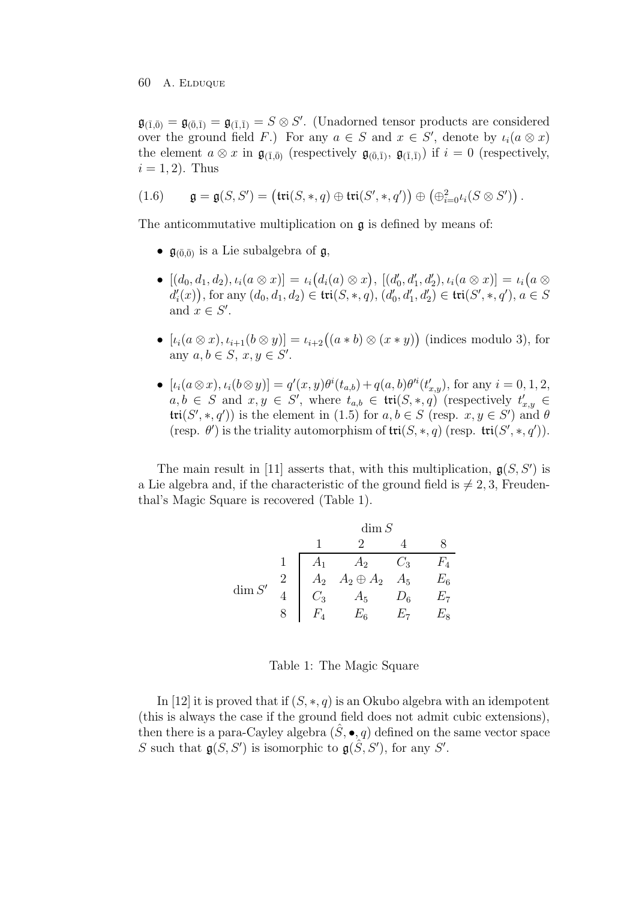$\mathfrak{g}_{(\bar 1,\bar 0)} = \mathfrak{g}_{(\bar 0,\bar 1)} = \mathfrak{g}_{(\bar 1,\bar 1)} = S \otimes S'$. (Unadorned tensor products are considered over the ground field $F$.) For any $a \in S$ and $x \in S'$, denote by $\iota_i(a \otimes x)$ the element $a \otimes x$ in $\mathfrak{g}_{(\bar 1,\bar 0)}$ (respectively $\mathfrak{g}_{(\bar 0,\bar 1)}$, $\mathfrak{g}_{(\bar 1,\bar 1)}$) if $i = 0$ (respectively, $i = 1, 2$). Thus

$$\mathfrak{g} = \mathfrak{g}(S, S') = \big(\mathfrak{tri}(S, *, q) \oplus \mathfrak{tri}(S', *, q')\big) \oplus \big(\oplus_{i=0}^{2} \iota_i(S \otimes S')\big)\,. \tag{1.6}$$

The anticommutative multiplication on $\mathfrak{g}$ is defined by means of:

- $\mathfrak{g}_{(\bar 0,\bar 0)}$ is a Lie subalgebra of $\mathfrak{g}$,
- $[(d_0, d_1, d_2), \iota_i(a \otimes x)] = \iota_i\big(d_i(a) \otimes x\big)$, $[(d_0', d_1', d_2'), \iota_i(a \otimes x)] = \iota_i\big(a \otimes d_i'(x)\big)$, for any $(d_0, d_1, d_2) \in \mathfrak{tri}(S, *, q)$, $(d_0', d_1', d_2') \in \mathfrak{tri}(S', *, q')$, $a \in S$ and $x \in S'$.
- $[\iota_i(a \otimes x), \iota_{i+1}(b \otimes y)] = \iota_{i+2}\big((a * b) \otimes (x * y)\big)$ (indices modulo 3), for any $a, b \in S$, $x, y \in S'$.
- $[\iota_i(a \otimes x), \iota_i(b \otimes y)] = q'(x, y)\theta^i(t_{a,b}) + q(a, b)\theta'^i(t'_{x,y})$, for any $i = 0, 1, 2$, $a, b \in S$ and $x, y \in S'$, where $t_{a,b} \in \mathfrak{tri}(S, *, q)$ (respectively $t'_{x,y} \in \mathfrak{tri}(S', *, q')$) is the element in (1.5) for $a, b \in S$ (resp. $x, y \in S'$) and $\theta$ (resp. $\theta'$) is the triality automorphism of $\mathfrak{tri}(S, *, q)$ (resp. $\mathfrak{tri}(S', *, q')$).

The main result in [11] asserts that, with this multiplication, $\mathfrak{g}(S, S')$ is a Lie algebra and, if the characteristic of the ground field is $\neq 2, 3$, Freudenthal's Magic Square is recovered (Table 1).

| | | $\dim S$ | | | |
|---|---|---|---|---|---|
| | | 1 | 2 | 4 | 8 |
| $\dim S'$ | 1 | $A_1$ | $A_2$ | $C_3$ | $F_4$ |
| | 2 | $A_2$ | $A_2 \oplus A_2$ | $A_5$ | $E_6$ |
| | 4 | $C_3$ | $A_5$ | $D_6$ | $E_7$ |
| | 8 | $F_4$ | $E_6$ | $E_7$ | $E_8$ |

Table 1: The Magic Square

In [12] it is proved that if $(S, *, q)$ is an Okubo algebra with an idempotent (this is always the case if the ground field does not admit cubic extensions), then there is a para-Cayley algebra $(\hat S, \bullet, q)$ defined on the same vector space $S$ such that $\mathfrak{g}(S, S')$ is isomorphic to $\mathfrak{g}(\hat S, S')$, for any $S'$.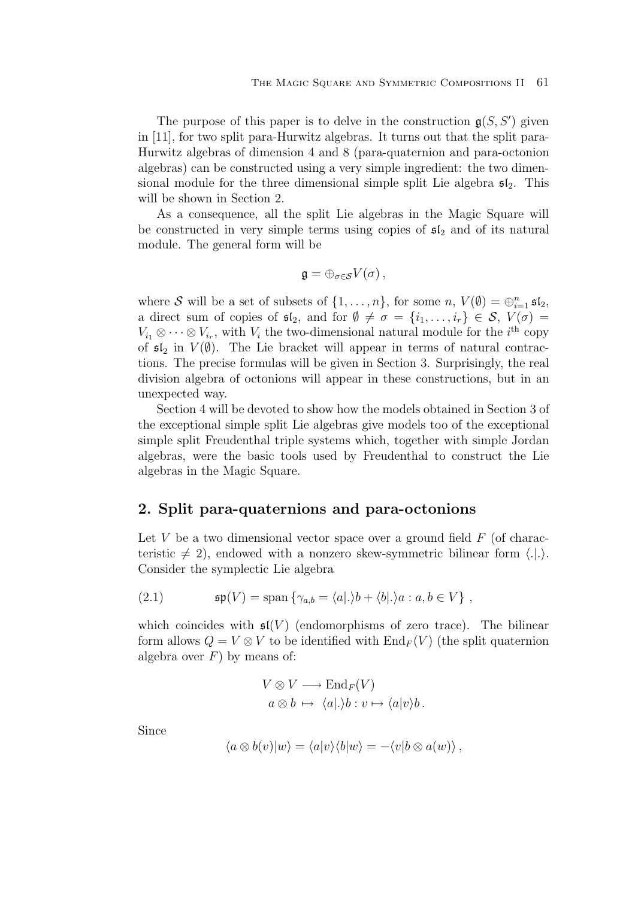The purpose of this paper is to delve in the construction $\mathfrak{g}(S, S')$ given in [11], for two split para-Hurwitz algebras. It turns out that the split para-Hurwitz algebras of dimension 4 and 8 (para-quaternion and para-octonion algebras) can be constructed using a very simple ingredient: the two dimensional module for the three dimensional simple split Lie algebra $\mathfrak{sl}_2$. This will be shown in Section 2.

As a consequence, all the split Lie algebras in the Magic Square will be constructed in very simple terms using copies of $\mathfrak{sl}_2$ and of its natural module. The general form will be

$$\mathfrak{g} = \oplus_{\sigma\in\mathcal{S}} V(\sigma)\,,$$

where $\mathcal{S}$ will be a set of subsets of $\{1, \ldots, n\}$, for some $n$, $V(\emptyset) = \oplus_{i=1}^{n} \mathfrak{sl}_2$, a direct sum of copies of $\mathfrak{sl}_2$, and for $\emptyset \neq \sigma = \{i_1, \ldots, i_r\} \in \mathcal{S}$, $V(\sigma) = V_{i_1} \otimes \cdots \otimes V_{i_r}$, with $V_i$ the two-dimensional natural module for the $i^{\text{th}}$ copy of $\mathfrak{sl}_2$ in $V(\emptyset)$. The Lie bracket will appear in terms of natural contractions. The precise formulas will be given in Section 3. Surprisingly, the real division algebra of octonions will appear in these constructions, but in an unexpected way.

Section 4 will be devoted to show how the models obtained in Section 3 of the exceptional simple split Lie algebras give models too of the exceptional simple split Freudenthal triple systems which, together with simple Jordan algebras, were the basic tools used by Freudenthal to construct the Lie algebras in the Magic Square.

## 2. Split para-quaternions and para-octonions

Let $V$ be a two dimensional vector space over a ground field $F$ (of characteristic $\neq 2$), endowed with a nonzero skew-symmetric bilinear form $\langle .|.\rangle$. Consider the symplectic Lie algebra

$$\mathfrak{sp}(V) = \operatorname{span}\left\{\gamma_{a,b} = \langle a|.\rangle b + \langle b|.\rangle a : a, b \in V\right\}\,, \tag{2.1}$$

which coincides with $\mathfrak{sl}(V)$ (endomorphisms of zero trace). The bilinear form allows $Q = V \otimes V$ to be identified with $\operatorname{End}_F(V)$ (the split quaternion algebra over $F$) by means of:

$$\begin{aligned} V \otimes V &\longrightarrow \operatorname{End}_F(V) \\ a \otimes b &\mapsto \langle a|.\rangle b : v \mapsto \langle a|v\rangle b\,. \end{aligned}$$

Since

$$\langle a \otimes b(v)|w\rangle = \langle a|v\rangle\langle b|w\rangle = -\langle v|b \otimes a(w)\rangle\,,$$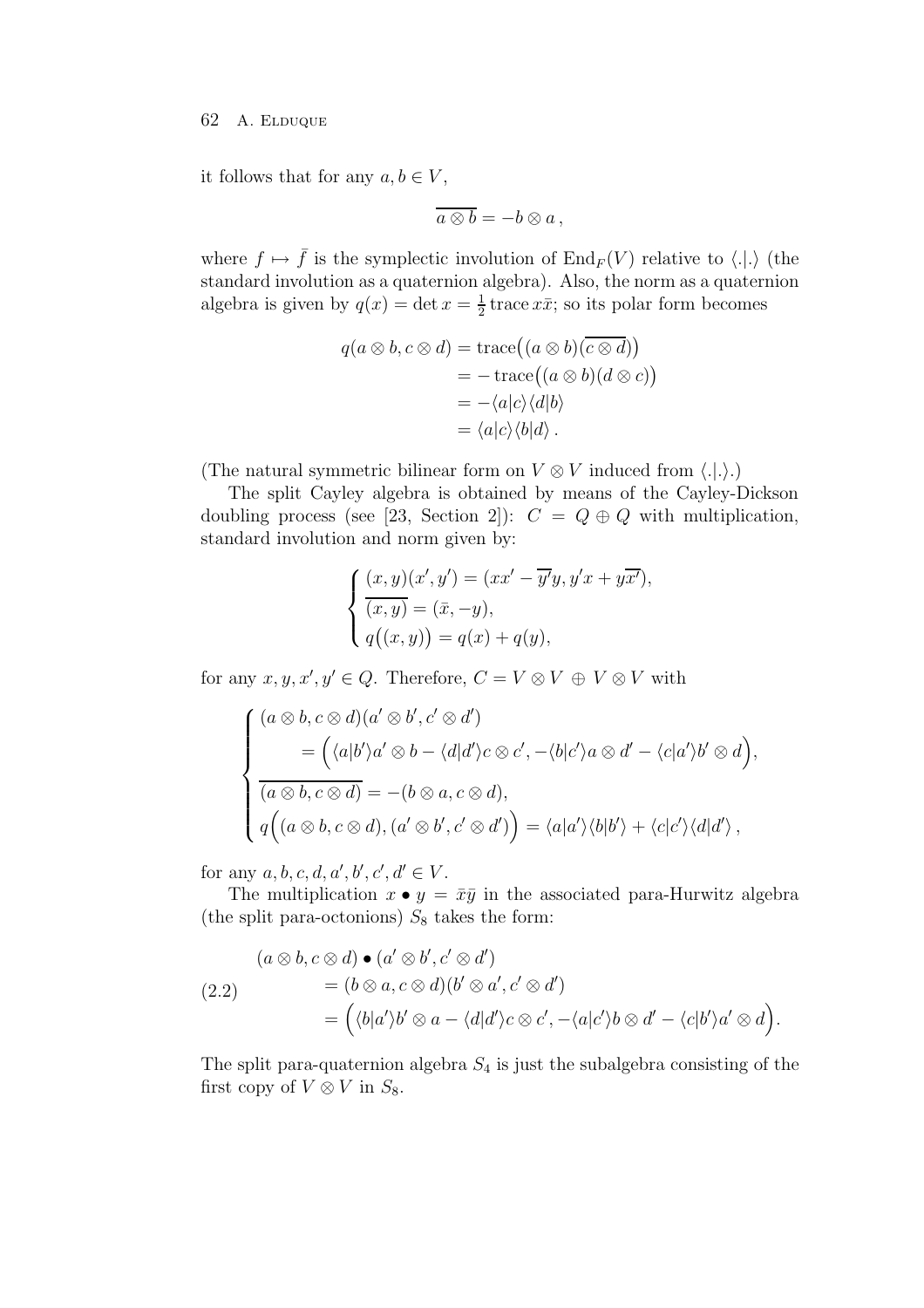it follows that for any $a, b \in V$,

$$\overline{a \otimes b} = -b \otimes a\,,$$

where $f \mapsto \bar{f}$ is the symplectic involution of $\mathrm{End}_F(V)$ relative to $\langle .|. \rangle$ (the standard involution as a quaternion algebra). Also, the norm as a quaternion algebra is given by $q(x) = \det x = \frac{1}{2} \operatorname{trace} x\bar{x}$; so its polar form becomes

$$\begin{aligned}
q(a \otimes b, c \otimes d) &= \operatorname{trace}\bigl((a \otimes b)(\overline{c \otimes d})\bigr) \\
&= -\operatorname{trace}\bigl((a \otimes b)(d \otimes c)\bigr) \\
&= -\langle a|c\rangle\langle d|b\rangle \\
&= \langle a|c\rangle\langle b|d\rangle\,.
\end{aligned}$$

(The natural symmetric bilinear form on $V \otimes V$ induced from $\langle .|. \rangle$.)

The split Cayley algebra is obtained by means of the Cayley-Dickson doubling process (see [23, Section 2]): $C = Q \oplus Q$ with multiplication, standard involution and norm given by:

$$\begin{cases}
(x, y)(x', y') = (xx' - \overline{y'}y, y'x + y\overline{x'}), \\
\overline{(x, y)} = (\bar{x}, -y), \\
q\bigl((x, y)\bigr) = q(x) + q(y),
\end{cases}$$

for any $x, y, x', y' \in Q$. Therefore, $C = V \otimes V \,\oplus\, V \otimes V$ with

$$\begin{cases}
(a \otimes b, c \otimes d)(a' \otimes b', c' \otimes d') \\
\qquad = \Bigl(\langle a|b'\rangle a' \otimes b - \langle d|d'\rangle c \otimes c', -\langle b|c'\rangle a \otimes d' - \langle c|a'\rangle b' \otimes d\Bigr), \\
\overline{(a \otimes b, c \otimes d)} = -(b \otimes a, c \otimes d), \\
q\Bigl((a \otimes b, c \otimes d), (a' \otimes b', c' \otimes d')\Bigr) = \langle a|a'\rangle\langle b|b'\rangle + \langle c|c'\rangle\langle d|d'\rangle\,,
\end{cases}$$

for any $a, b, c, d, a', b', c', d' \in V$.

The multiplication $x \bullet y = \bar{x}\bar{y}$ in the associated para-Hurwitz algebra (the split para-octonions) $S_8$ takes the form:

$$\begin{aligned}
&(a \otimes b, c \otimes d) \bullet (a' \otimes b', c' \otimes d') \\
&\qquad = (b \otimes a, c \otimes d)(b' \otimes a', c' \otimes d') \\
&\qquad = \Bigl(\langle b|a'\rangle b' \otimes a - \langle d|d'\rangle c \otimes c', -\langle a|c'\rangle b \otimes d' - \langle c|b'\rangle a' \otimes d\Bigr).
\end{aligned} \tag{2.2}$$

The split para-quaternion algebra $S_4$ is just the subalgebra consisting of the first copy of $V \otimes V$ in $S_8$.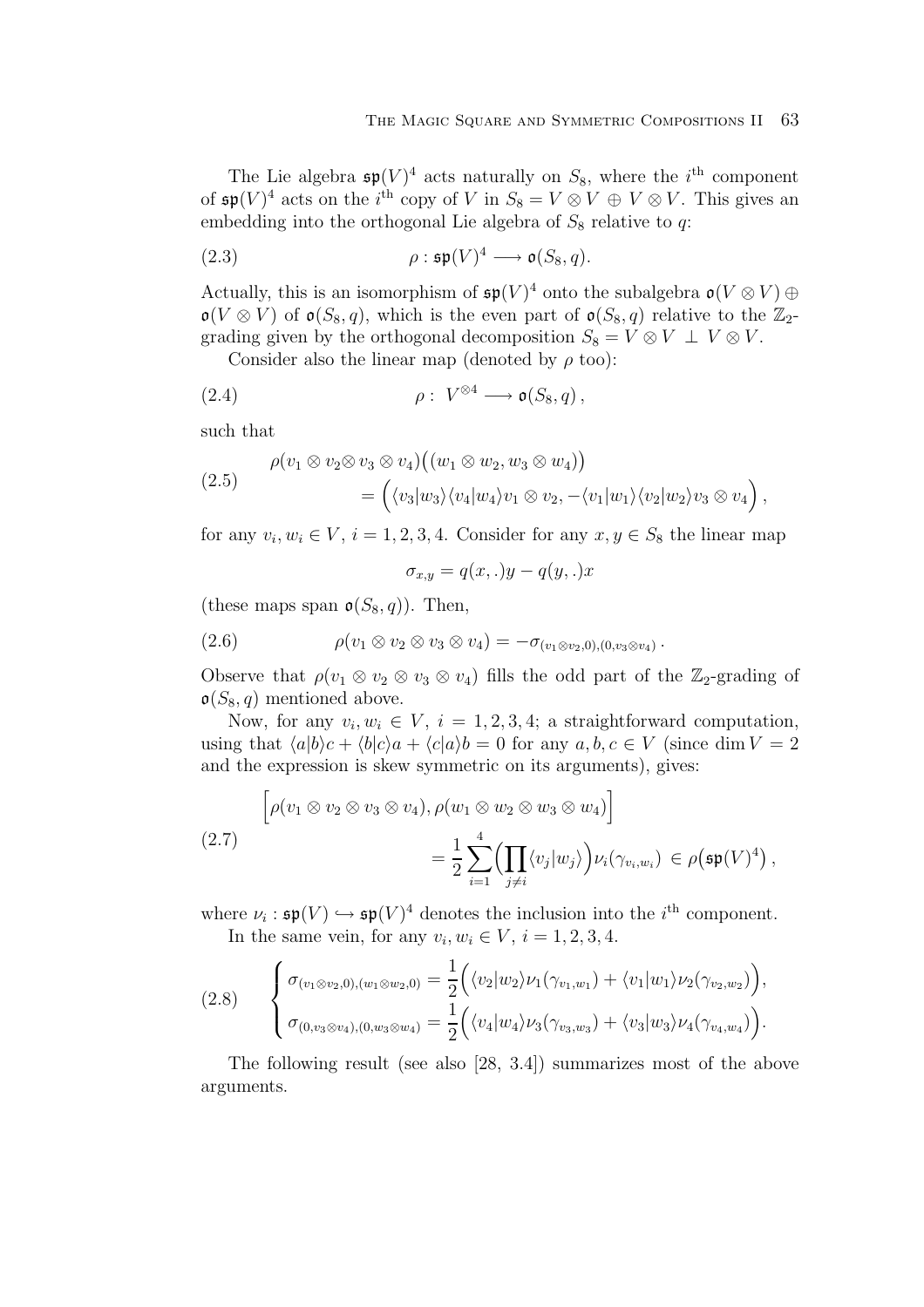The Lie algebra $\mathfrak{sp}(V)^4$ acts naturally on $S_8$, where the $i^{\text{th}}$ component of $\mathfrak{sp}(V)^4$ acts on the $i^{\text{th}}$ copy of $V$ in $S_8 = V \otimes V \,\oplus\, V \otimes V$. This gives an embedding into the orthogonal Lie algebra of $S_8$ relative to $q$:

$$\rho : \mathfrak{sp}(V)^4 \longrightarrow \mathfrak{o}(S_8, q). \tag{2.3}$$

Actually, this is an isomorphism of $\mathfrak{sp}(V)^4$ onto the subalgebra $\mathfrak{o}(V \otimes V) \oplus \mathfrak{o}(V \otimes V)$ of $\mathfrak{o}(S_8, q)$, which is the even part of $\mathfrak{o}(S_8, q)$ relative to the $\mathbb{Z}_2$-grading given by the orthogonal decomposition $S_8 = V \otimes V \;\perp\; V \otimes V$.

Consider also the linear map (denoted by $\rho$ too):

$$\rho : \; V^{\otimes 4} \longrightarrow \mathfrak{o}(S_8, q)\,, \tag{2.4}$$

such that

$$\begin{aligned}\rho(v_1 \otimes v_2 \otimes v_3 \otimes v_4)\big((w_1 \otimes w_2, w_3 \otimes w_4)\big) \\ = \Big(\langle v_3 | w_3\rangle \langle v_4 | w_4\rangle v_1 \otimes v_2, -\langle v_1 | w_1\rangle \langle v_2 | w_2\rangle v_3 \otimes v_4\Big)\,,\end{aligned} \tag{2.5}$$

for any $v_i, w_i \in V$, $i = 1, 2, 3, 4$. Consider for any $x, y \in S_8$ the linear map

$$\sigma_{x,y} = q(x, .)y - q(y, .)x$$

(these maps span $\mathfrak{o}(S_8, q)$). Then,

$$\rho(v_1 \otimes v_2 \otimes v_3 \otimes v_4) = -\sigma_{(v_1 \otimes v_2, 0), (0, v_3 \otimes v_4)}\,. \tag{2.6}$$

Observe that $\rho(v_1 \otimes v_2 \otimes v_3 \otimes v_4)$ fills the odd part of the $\mathbb{Z}_2$-grading of $\mathfrak{o}(S_8, q)$ mentioned above.

Now, for any $v_i, w_i \in V$, $i = 1, 2, 3, 4$; a straightforward computation, using that $\langle a|b\rangle c + \langle b|c\rangle a + \langle c|a\rangle b = 0$ for any $a, b, c \in V$ (since $\dim V = 2$ and the expression is skew symmetric on its arguments), gives:

$$\begin{aligned}\Big[\rho(v_1 \otimes v_2 \otimes v_3 \otimes v_4), \rho(w_1 \otimes w_2 \otimes w_3 \otimes w_4)\Big] \\ = \frac{1}{2} \sum_{i=1}^{4} \Big( \prod_{j \neq i} \langle v_j | w_j \rangle \Big) \nu_i(\gamma_{v_i, w_i}) \,\in\, \rho\big(\mathfrak{sp}(V)^4\big)\,,\end{aligned} \tag{2.7}$$

where $\nu_i : \mathfrak{sp}(V) \hookrightarrow \mathfrak{sp}(V)^4$ denotes the inclusion into the $i^{\text{th}}$ component.

In the same vein, for any $v_i, w_i \in V$, $i = 1, 2, 3, 4$.

$$\begin{cases} \sigma_{(v_1 \otimes v_2, 0), (w_1 \otimes w_2, 0)} = \dfrac{1}{2}\Big( \langle v_2 | w_2 \rangle \nu_1(\gamma_{v_1, w_1}) + \langle v_1 | w_1 \rangle \nu_2(\gamma_{v_2, w_2}) \Big), \\ \sigma_{(0, v_3 \otimes v_4), (0, w_3 \otimes w_4)} = \dfrac{1}{2}\Big( \langle v_4 | w_4 \rangle \nu_3(\gamma_{v_3, w_3}) + \langle v_3 | w_3 \rangle \nu_4(\gamma_{v_4, w_4}) \Big). \end{cases} \tag{2.8}$$

The following result (see also [28, 3.4]) summarizes most of the above arguments.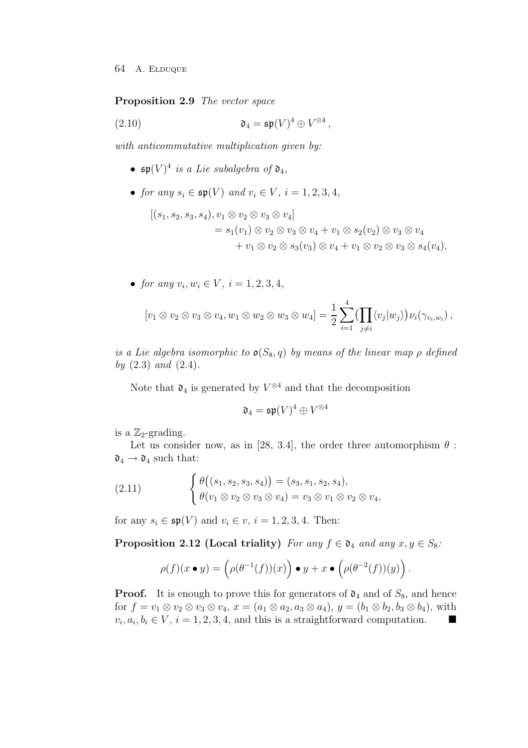**Proposition 2.9** *The vector space*

$$\mathfrak{d}_4 = \mathfrak{sp}(V)^4 \oplus V^{\otimes 4}\,, \tag{2.10}$$

*with anticommutative multiplication given by:*

- $\mathfrak{sp}(V)^4$ *is a Lie subalgebra of* $\mathfrak{d}_4$,
- *for any* $s_i \in \mathfrak{sp}(V)$ *and* $v_i \in V$, $i = 1, 2, 3, 4$,

$$\begin{aligned}
[(s_1, s_2, s_3, s_4), v_1 \otimes v_2 \otimes v_3 \otimes v_4]& \\
= s_1(v_1) \otimes v_2 \otimes v_3 \otimes v_4 &+ v_1 \otimes s_2(v_2) \otimes v_3 \otimes v_4 \\
&+ v_1 \otimes v_2 \otimes s_3(v_3) \otimes v_4 + v_1 \otimes v_2 \otimes v_3 \otimes s_4(v_4),
\end{aligned}$$

- *for any* $v_i, w_i \in V$, $i = 1, 2, 3, 4$,

$$[v_1 \otimes v_2 \otimes v_3 \otimes v_4, w_1 \otimes w_2 \otimes w_3 \otimes w_4] = \frac{1}{2}\sum_{i=1}^{4}\bigl(\prod_{j\neq i}\langle v_j | w_j\rangle\bigr)\nu_i(\gamma_{v_i,w_i})\,,$$

*is a Lie algebra isomorphic to* $\mathfrak{o}(S_8, q)$ *by means of the linear map* $\rho$ *defined by* (2.3) *and* (2.4).

Note that $\mathfrak{d}_4$ is generated by $V^{\otimes 4}$ and that the decomposition

$$\mathfrak{d}_4 = \mathfrak{sp}(V)^4 \oplus V^{\otimes 4}$$

is a $\mathbb{Z}_2$-grading.

Let us consider now, as in [28, 3.4], the order three automorphism $\theta : \mathfrak{d}_4 \to \mathfrak{d}_4$ such that:

$$\begin{cases} \theta\bigl((s_1, s_2, s_3, s_4)\bigr) = (s_3, s_1, s_2, s_4), \\ \theta(v_1 \otimes v_2 \otimes v_3 \otimes v_4) = v_3 \otimes v_1 \otimes v_2 \otimes v_4, \end{cases} \tag{2.11}$$

for any $s_i \in \mathfrak{sp}(V)$ and $v_i \in v$, $i = 1, 2, 3, 4$. Then:

**Proposition 2.12 (Local triality)** *For any* $f \in \mathfrak{d}_4$ *and any* $x, y \in S_8$*:*

$$\rho(f)(x \bullet y) = \Bigl(\rho(\theta^{-1}(f))(x)\Bigr) \bullet y + x \bullet \Bigl(\rho(\theta^{-2}(f))(y)\Bigr)\,.$$

**Proof.** It is enough to prove this for generators of $\mathfrak{d}_4$ and of $S_8$, and hence for $f = v_1 \otimes v_2 \otimes v_3 \otimes v_4$, $x = (a_1 \otimes a_2, a_3 \otimes a_4)$, $y = (b_1 \otimes b_2, b_3 \otimes b_4)$, with $v_i, a_i, b_i \in V$, $i = 1, 2, 3, 4$, and this is a straightforward computation. ∎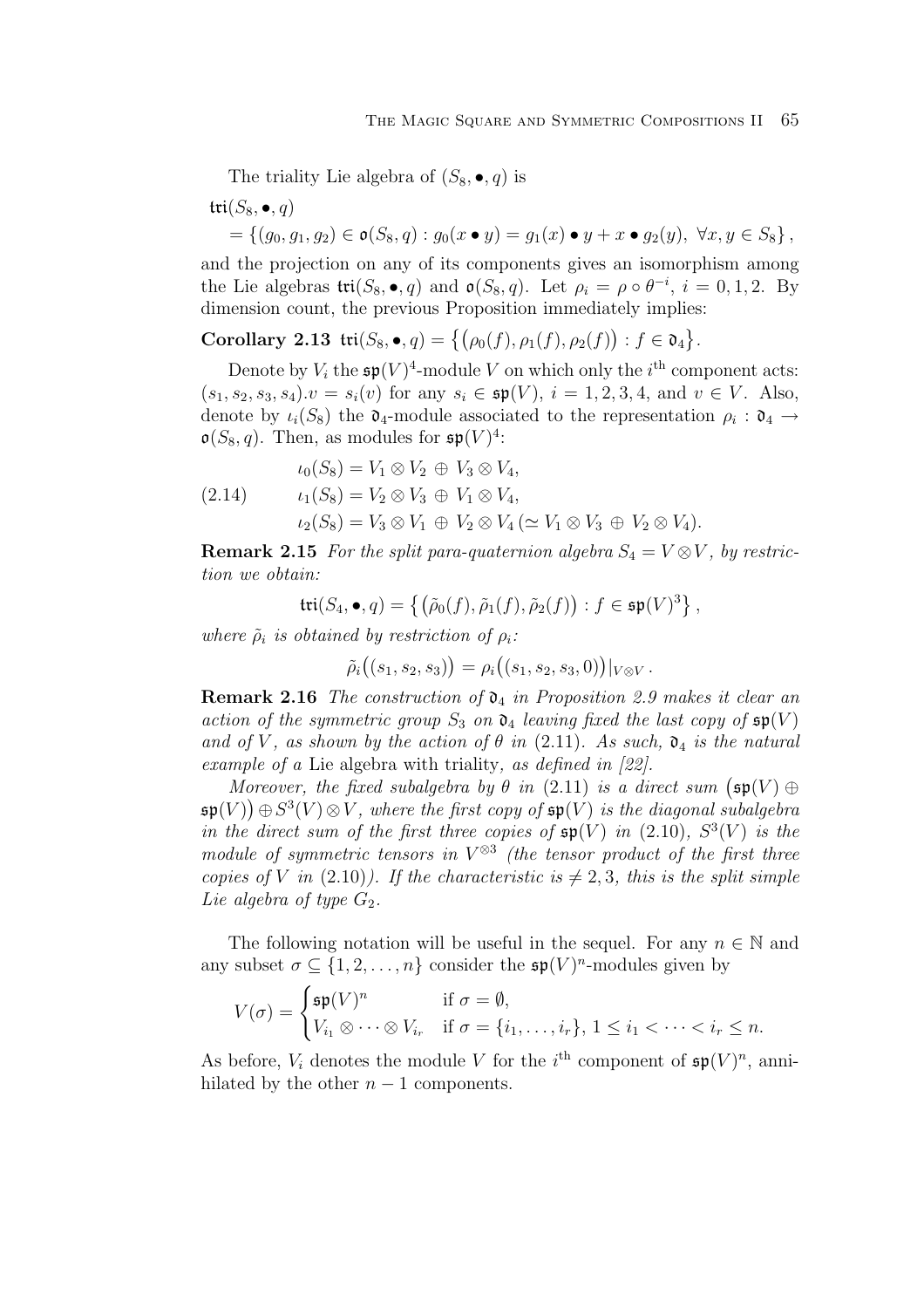The triality Lie algebra of $(S_8, \bullet, q)$ is

$$
\begin{aligned}
&\mathfrak{tri}(S_8, \bullet, q)\\
&\quad = \{(g_0, g_1, g_2) \in \mathfrak{o}(S_8, q) : g_0(x \bullet y) = g_1(x) \bullet y + x \bullet g_2(y),\ \forall x, y \in S_8\},
\end{aligned}
$$

and the projection on any of its components gives an isomorphism among the Lie algebras $\mathfrak{tri}(S_8, \bullet, q)$ and $\mathfrak{o}(S_8, q)$. Let $\rho_i = \rho \circ \theta^{-i}$, $i = 0, 1, 2$. By dimension count, the previous Proposition immediately implies:

**Corollary 2.13** $\mathfrak{tri}(S_8, \bullet, q) = \{(\rho_0(f), \rho_1(f), \rho_2(f)) : f \in \mathfrak{d}_4\}$.

Denote by $V_i$ the $\mathfrak{sp}(V)^4$-module $V$ on which only the $i^{\text{th}}$ component acts: $(s_1, s_2, s_3, s_4).v = s_i(v)$ for any $s_i \in \mathfrak{sp}(V)$, $i = 1, 2, 3, 4$, and $v \in V$. Also, denote by $\iota_i(S_8)$ the $\mathfrak{d}_4$-module associated to the representation $\rho_i : \mathfrak{d}_4 \to \mathfrak{o}(S_8, q)$. Then, as modules for $\mathfrak{sp}(V)^4$:

$$
\begin{aligned}
&\iota_0(S_8) = V_1 \otimes V_2 \oplus V_3 \otimes V_4,\\
(2.14)\qquad &\iota_1(S_8) = V_2 \otimes V_3 \oplus V_1 \otimes V_4,\\
&\iota_2(S_8) = V_3 \otimes V_1 \oplus V_2 \otimes V_4\ (\simeq V_1 \otimes V_3 \oplus V_2 \otimes V_4).
\end{aligned}
$$

**Remark 2.15** *For the split para-quaternion algebra $S_4 = V \otimes V$, by restriction we obtain:*

$$
\mathfrak{tri}(S_4, \bullet, q) = \left\{ \left(\tilde\rho_0(f), \tilde\rho_1(f), \tilde\rho_2(f)\right) : f \in \mathfrak{sp}(V)^3 \right\},
$$

*where $\tilde\rho_i$ is obtained by restriction of $\rho_i$:*

$$
\tilde\rho_i\big((s_1, s_2, s_3)\big) = \rho_i\big((s_1, s_2, s_3, 0)\big)|_{V\otimes V}.
$$

**Remark 2.16** *The construction of $\mathfrak{d}_4$ in Proposition 2.9 makes it clear an action of the symmetric group $S_3$ on $\mathfrak{d}_4$ leaving fixed the last copy of $\mathfrak{sp}(V)$ and of $V$, as shown by the action of $\theta$ in (2.11). As such, $\mathfrak{d}_4$ is the natural example of a* Lie algebra with triality*, as defined in [22].*

*Moreover, the fixed subalgebra by $\theta$ in (2.11) is a direct sum $\big(\mathfrak{sp}(V) \oplus \mathfrak{sp}(V)\big) \oplus S^3(V) \otimes V$, where the first copy of $\mathfrak{sp}(V)$ is the diagonal subalgebra in the direct sum of the first three copies of $\mathfrak{sp}(V)$ in (2.10), $S^3(V)$ is the module of symmetric tensors in $V^{\otimes 3}$ (the tensor product of the first three copies of $V$ in (2.10)). If the characteristic is $\neq 2, 3$, this is the split simple Lie algebra of type $G_2$.*

The following notation will be useful in the sequel. For any $n \in \mathbb{N}$ and any subset $\sigma \subseteq \{1, 2, \ldots, n\}$ consider the $\mathfrak{sp}(V)^n$-modules given by

$$
V(\sigma) = \begin{cases} \mathfrak{sp}(V)^n & \text{if } \sigma = \emptyset,\\ V_{i_1} \otimes \cdots \otimes V_{i_r} & \text{if } \sigma = \{i_1, \ldots, i_r\},\ 1 \le i_1 < \cdots < i_r \le n. \end{cases}
$$

As before, $V_i$ denotes the module $V$ for the $i^{\text{th}}$ component of $\mathfrak{sp}(V)^n$, annihilated by the other $n-1$ components.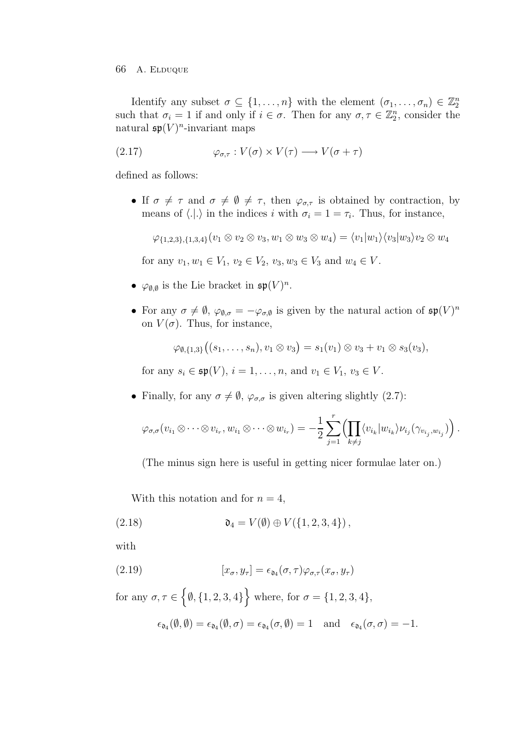Identify any subset $\sigma \subseteq \{1, \ldots, n\}$ with the element $(\sigma_1, \ldots, \sigma_n) \in \mathbb{Z}_2^n$ such that $\sigma_i = 1$ if and only if $i \in \sigma$. Then for any $\sigma, \tau \in \mathbb{Z}_2^n$, consider the natural $\mathfrak{sp}(V)^n$-invariant maps

$$\varphi_{\sigma,\tau} : V(\sigma) \times V(\tau) \longrightarrow V(\sigma + \tau) \tag{2.17}$$

defined as follows:

- If $\sigma \neq \tau$ and $\sigma \neq \emptyset \neq \tau$, then $\varphi_{\sigma,\tau}$ is obtained by contraction, by means of $\langle .|. \rangle$ in the indices $i$ with $\sigma_i = 1 = \tau_i$. Thus, for instance,

  $$\varphi_{\{1,2,3\},\{1,3,4\}}(v_1 \otimes v_2 \otimes v_3, w_1 \otimes w_3 \otimes w_4) = \langle v_1|w_1\rangle\langle v_3|w_3\rangle v_2 \otimes w_4$$

  for any $v_1, w_1 \in V_1$, $v_2 \in V_2$, $v_3, w_3 \in V_3$ and $w_4 \in V$.

- $\varphi_{\emptyset,\emptyset}$ is the Lie bracket in $\mathfrak{sp}(V)^n$.

- For any $\sigma \neq \emptyset$, $\varphi_{\emptyset,\sigma} = -\varphi_{\sigma,\emptyset}$ is given by the natural action of $\mathfrak{sp}(V)^n$ on $V(\sigma)$. Thus, for instance,

  $$\varphi_{\emptyset,\{1,3\}}\big((s_1, \ldots, s_n), v_1 \otimes v_3\big) = s_1(v_1) \otimes v_3 + v_1 \otimes s_3(v_3),$$

  for any $s_i \in \mathfrak{sp}(V)$, $i = 1, \ldots, n$, and $v_1 \in V_1$, $v_3 \in V$.

- Finally, for any $\sigma \neq \emptyset$, $\varphi_{\sigma,\sigma}$ is given altering slightly (2.7):

  $$\varphi_{\sigma,\sigma}(v_{i_1} \otimes \cdots \otimes v_{i_r}, w_{i_1} \otimes \cdots \otimes w_{i_r}) = -\frac{1}{2}\sum_{j=1}^{r}\Big(\prod_{k\neq j}\langle v_{i_k}|w_{i_k}\rangle \nu_{i_j}(\gamma_{v_{i_j},w_{i_j}})\Big).$$

  (The minus sign here is useful in getting nicer formulae later on.)

With this notation and for $n = 4$,

$$\mathfrak{d}_4 = V(\emptyset) \oplus V(\{1,2,3,4\}), \tag{2.18}$$

with

$$[x_\sigma, y_\tau] = \epsilon_{\mathfrak{d}_4}(\sigma,\tau)\varphi_{\sigma,\tau}(x_\sigma, y_\tau) \tag{2.19}$$

for any $\sigma, \tau \in \Big\{\emptyset, \{1,2,3,4\}\Big\}$ where, for $\sigma = \{1,2,3,4\}$,

$$\epsilon_{\mathfrak{d}_4}(\emptyset,\emptyset) = \epsilon_{\mathfrak{d}_4}(\emptyset,\sigma) = \epsilon_{\mathfrak{d}_4}(\sigma,\emptyset) = 1 \quad \text{and} \quad \epsilon_{\mathfrak{d}_4}(\sigma,\sigma) = -1.$$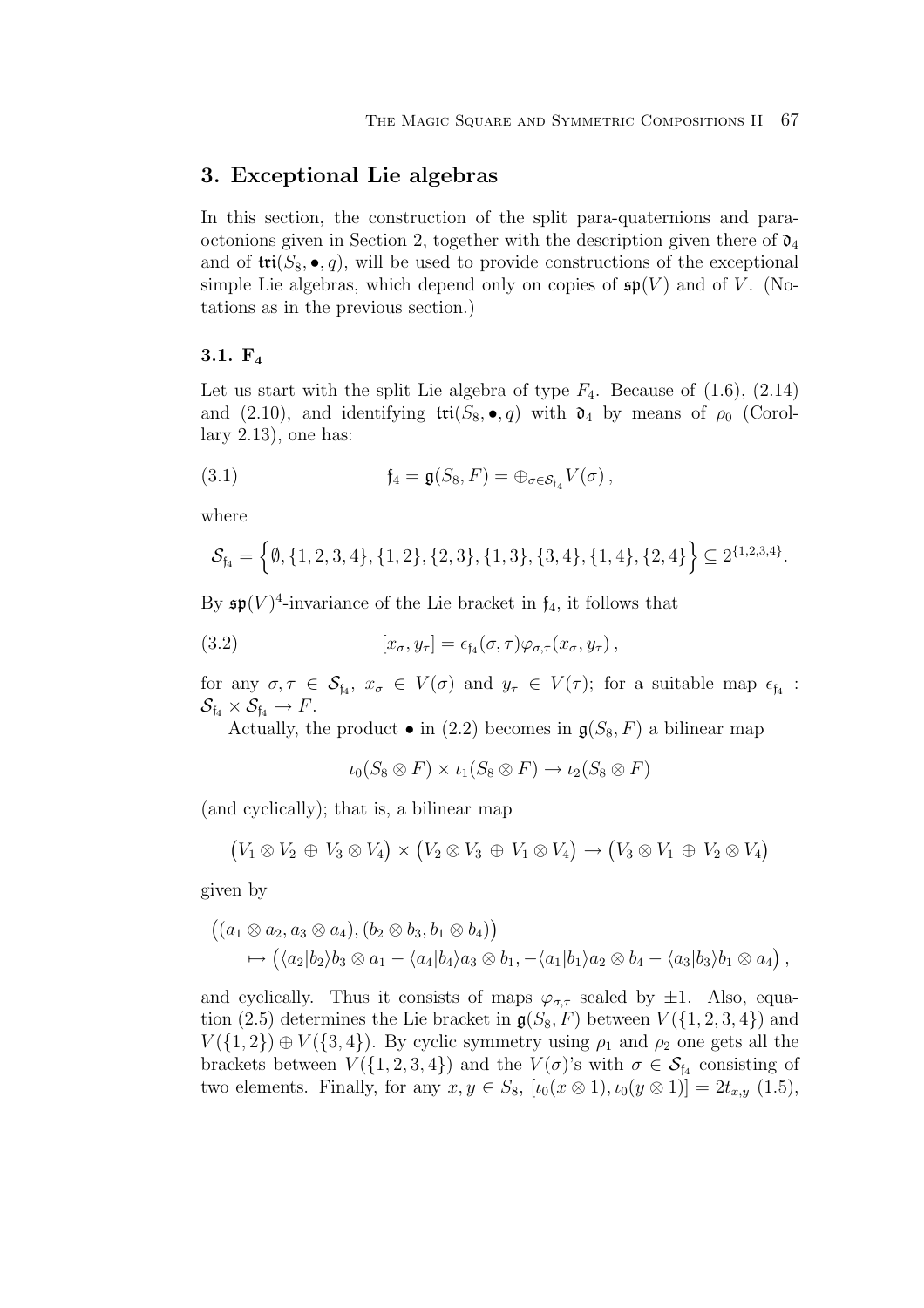## 3. Exceptional Lie algebras

In this section, the construction of the split para-quaternions and para-octonions given in Section 2, together with the description given there of $\mathfrak{d}_4$ and of $\mathfrak{tri}(S_8,\bullet,q)$, will be used to provide constructions of the exceptional simple Lie algebras, which depend only on copies of $\mathfrak{sp}(V)$ and of $V$. (Notations as in the previous section.)

### 3.1. $\mathbf{F_4}$

Let us start with the split Lie algebra of type $F_4$. Because of (1.6), (2.14) and (2.10), and identifying $\mathfrak{tri}(S_8,\bullet,q)$ with $\mathfrak{d}_4$ by means of $\rho_0$ (Corollary 2.13), one has:

$$\mathfrak{f}_4 = \mathfrak{g}(S_8,F) = \oplus_{\sigma\in\mathcal{S}_{\mathfrak{f}_4}} V(\sigma)\,, \tag{3.1}$$

where

$$\mathcal{S}_{\mathfrak{f}_4} = \Big\{\emptyset, \{1,2,3,4\}, \{1,2\}, \{2,3\}, \{1,3\}, \{3,4\}, \{1,4\}, \{2,4\}\Big\} \subseteq 2^{\{1,2,3,4\}}.$$

By $\mathfrak{sp}(V)^4$-invariance of the Lie bracket in $\mathfrak{f}_4$, it follows that

$$[x_\sigma, y_\tau] = \epsilon_{\mathfrak{f}_4}(\sigma,\tau)\varphi_{\sigma,\tau}(x_\sigma,y_\tau)\,, \tag{3.2}$$

for any $\sigma,\tau\in\mathcal{S}_{\mathfrak{f}_4}$, $x_\sigma\in V(\sigma)$ and $y_\tau\in V(\tau)$; for a suitable map $\epsilon_{\mathfrak{f}_4}:\mathcal{S}_{\mathfrak{f}_4}\times\mathcal{S}_{\mathfrak{f}_4}\to F$.

Actually, the product $\bullet$ in (2.2) becomes in $\mathfrak{g}(S_8,F)$ a bilinear map

$$\iota_0(S_8\otimes F)\times\iota_1(S_8\otimes F)\to\iota_2(S_8\otimes F)$$

(and cyclically); that is, a bilinear map

$$\big(V_1\otimes V_2\,\oplus\,V_3\otimes V_4\big)\times\big(V_2\otimes V_3\,\oplus\,V_1\otimes V_4\big)\to\big(V_3\otimes V_1\,\oplus\,V_2\otimes V_4\big)$$

given by

$$\begin{aligned}&\big((a_1\otimes a_2, a_3\otimes a_4),(b_2\otimes b_3, b_1\otimes b_4)\big)\\ &\qquad\mapsto\big(\langle a_2|b_2\rangle b_3\otimes a_1-\langle a_4|b_4\rangle a_3\otimes b_1, -\langle a_1|b_1\rangle a_2\otimes b_4-\langle a_3|b_3\rangle b_1\otimes a_4\big)\,,\end{aligned}$$

and cyclically. Thus it consists of maps $\varphi_{\sigma,\tau}$ scaled by $\pm1$. Also, equation (2.5) determines the Lie bracket in $\mathfrak{g}(S_8,F)$ between $V(\{1,2,3,4\})$ and $V(\{1,2\})\oplus V(\{3,4\})$. By cyclic symmetry using $\rho_1$ and $\rho_2$ one gets all the brackets between $V(\{1,2,3,4\})$ and the $V(\sigma)$'s with $\sigma\in\mathcal{S}_{\mathfrak{f}_4}$ consisting of two elements. Finally, for any $x,y\in S_8$, $[\iota_0(x\otimes 1),\iota_0(y\otimes 1)]=2t_{x,y}$ (1.5),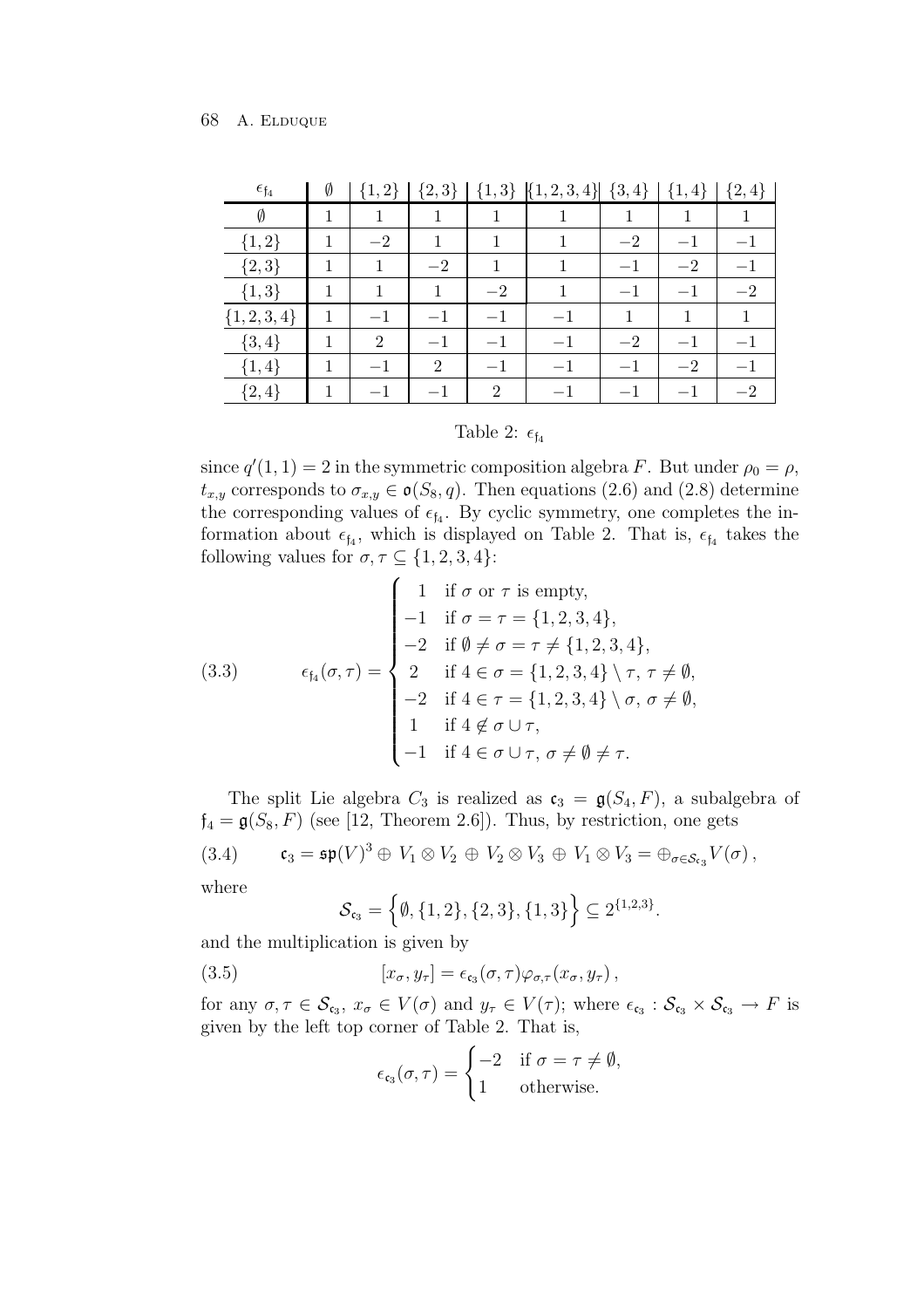| $\epsilon_{\mathfrak{f}_4}$ | $\emptyset$ | $\{1,2\}$ | $\{2,3\}$ | $\{1,3\}$ | $\{1,2,3,4\}$ | $\{3,4\}$ | $\{1,4\}$ | $\{2,4\}$ |
|---|---|---|---|---|---|---|---|---|
| $\emptyset$ | 1 | 1 | 1 | 1 | 1 | 1 | 1 | 1 |
| $\{1,2\}$ | 1 | $-2$ | 1 | 1 | 1 | $-2$ | $-1$ | $-1$ |
| $\{2,3\}$ | 1 | 1 | $-2$ | 1 | 1 | $-1$ | $-2$ | $-1$ |
| $\{1,3\}$ | 1 | 1 | 1 | $-2$ | 1 | $-1$ | $-1$ | $-2$ |
| $\{1,2,3,4\}$ | 1 | $-1$ | $-1$ | $-1$ | $-1$ | 1 | 1 | 1 |
| $\{3,4\}$ | 1 | 2 | $-1$ | $-1$ | $-1$ | $-2$ | $-1$ | $-1$ |
| $\{1,4\}$ | 1 | $-1$ | 2 | $-1$ | $-1$ | $-1$ | $-2$ | $-1$ |
| $\{2,4\}$ | 1 | $-1$ | $-1$ | 2 | $-1$ | $-1$ | $-1$ | $-2$ |

Table 2: $\epsilon_{\mathfrak{f}_4}$

since $q'(1,1) = 2$ in the symmetric composition algebra $F$. But under $\rho_0 = \rho$, $t_{x,y}$ corresponds to $\sigma_{x,y} \in \mathfrak{o}(S_8, q)$. Then equations (2.6) and (2.8) determine the corresponding values of $\epsilon_{\mathfrak{f}_4}$. By cyclic symmetry, one completes the information about $\epsilon_{\mathfrak{f}_4}$, which is displayed on Table 2. That is, $\epsilon_{\mathfrak{f}_4}$ takes the following values for $\sigma, \tau \subseteq \{1,2,3,4\}$:

$$
\epsilon_{\mathfrak{f}_4}(\sigma,\tau) = \begin{cases} 1 & \text{if } \sigma \text{ or } \tau \text{ is empty,} \\ -1 & \text{if } \sigma = \tau = \{1,2,3,4\}, \\ -2 & \text{if } \emptyset \neq \sigma = \tau \neq \{1,2,3,4\}, \\ 2 & \text{if } 4 \in \sigma = \{1,2,3,4\} \setminus \tau,\ \tau \neq \emptyset, \\ -2 & \text{if } 4 \in \tau = \{1,2,3,4\} \setminus \sigma,\ \sigma \neq \emptyset, \\ 1 & \text{if } 4 \notin \sigma \cup \tau, \\ -1 & \text{if } 4 \in \sigma \cup \tau,\ \sigma \neq \emptyset \neq \tau. \end{cases} \tag{3.3}
$$

The split Lie algebra $C_3$ is realized as $\mathfrak{c}_3 = \mathfrak{g}(S_4, F)$, a subalgebra of $\mathfrak{f}_4 = \mathfrak{g}(S_8, F)$ (see [12, Theorem 2.6]). Thus, by restriction, one gets

$$
\mathfrak{c}_3 = \mathfrak{sp}(V)^3 \oplus V_1 \otimes V_2 \oplus V_2 \otimes V_3 \oplus V_1 \otimes V_3 = \oplus_{\sigma \in \mathcal{S}_{\mathfrak{c}_3}} V(\sigma)\,, \tag{3.4}
$$

where

$$
\mathcal{S}_{\mathfrak{c}_3} = \Big\{\emptyset, \{1,2\}, \{2,3\}, \{1,3\}\Big\} \subseteq 2^{\{1,2,3\}}.
$$

and the multiplication is given by

$$
[x_\sigma, y_\tau] = \epsilon_{\mathfrak{c}_3}(\sigma,\tau)\varphi_{\sigma,\tau}(x_\sigma, y_\tau)\,, \tag{3.5}
$$

for any $\sigma, \tau \in \mathcal{S}_{\mathfrak{c}_3}$, $x_\sigma \in V(\sigma)$ and $y_\tau \in V(\tau)$; where $\epsilon_{\mathfrak{c}_3} : \mathcal{S}_{\mathfrak{c}_3} \times \mathcal{S}_{\mathfrak{c}_3} \to F$ is given by the left top corner of Table 2. That is,

$$
\epsilon_{\mathfrak{c}_3}(\sigma,\tau) = \begin{cases} -2 & \text{if } \sigma = \tau \neq \emptyset, \\ 1 & \text{otherwise.} \end{cases}
$$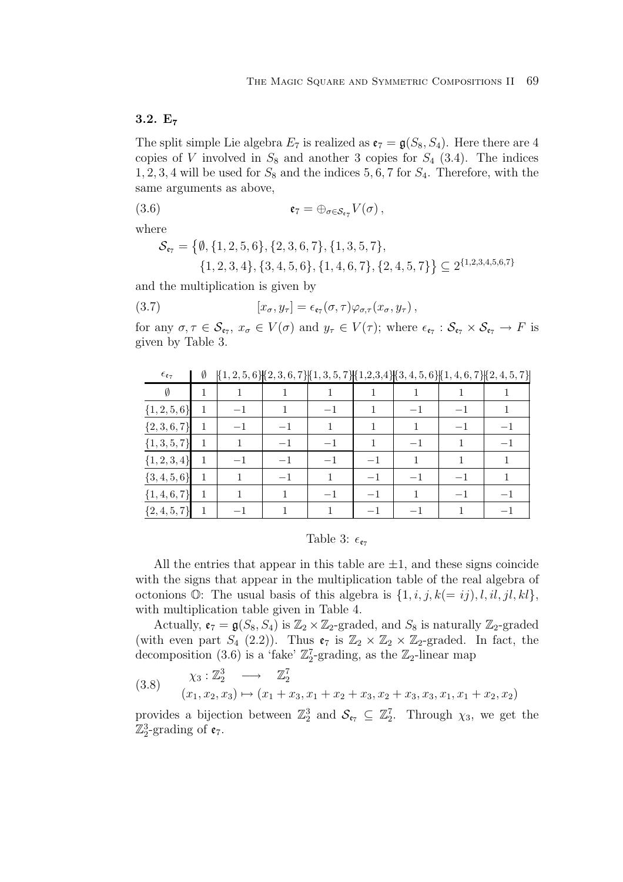### 3.2. $\mathbf{E_7}$

The split simple Lie algebra $E_7$ is realized as $\mathfrak{e}_7 = \mathfrak{g}(S_8, S_4)$. Here there are 4 copies of $V$ involved in $S_8$ and another 3 copies for $S_4$ (3.4). The indices $1, 2, 3, 4$ will be used for $S_8$ and the indices $5, 6, 7$ for $S_4$. Therefore, with the same arguments as above,

$$\mathfrak{e}_7 = \oplus_{\sigma \in \mathcal{S}_{\mathfrak{e}_7}} V(\sigma)\,, \tag{3.6}$$

where

$$\mathcal{S}_{\mathfrak{e}_7} = \big\{\emptyset, \{1,2,5,6\}, \{2,3,6,7\}, \{1,3,5,7\}, \\ \{1,2,3,4\}, \{3,4,5,6\}, \{1,4,6,7\}, \{2,4,5,7\}\big\} \subseteq 2^{\{1,2,3,4,5,6,7\}}$$

and the multiplication is given by

$$[x_\sigma, y_\tau] = \epsilon_{\mathfrak{e}_7}(\sigma,\tau)\varphi_{\sigma,\tau}(x_\sigma, y_\tau)\,, \tag{3.7}$$

for any $\sigma, \tau \in \mathcal{S}_{\mathfrak{e}_7}$, $x_\sigma \in V(\sigma)$ and $y_\tau \in V(\tau)$; where $\epsilon_{\mathfrak{e}_7} : \mathcal{S}_{\mathfrak{e}_7} \times \mathcal{S}_{\mathfrak{e}_7} \to F$ is given by Table 3.

| $\epsilon_{\mathfrak{e}_7}$ | $\emptyset$ | $\{1,2,5,6\}$ | $\{2,3,6,7\}$ | $\{1,3,5,7\}$ | $\{1,2,3,4\}$ | $\{3,4,5,6\}$ | $\{1,4,6,7\}$ | $\{2,4,5,7\}$ |
|---|---|---|---|---|---|---|---|---|
| $\emptyset$ | $1$ | $1$ | $1$ | $1$ | $1$ | $1$ | $1$ | $1$ |
| $\{1,2,5,6\}$ | $1$ | $-1$ | $1$ | $-1$ | $1$ | $-1$ | $-1$ | $1$ |
| $\{2,3,6,7\}$ | $1$ | $-1$ | $-1$ | $1$ | $1$ | $1$ | $-1$ | $-1$ |
| $\{1,3,5,7\}$ | $1$ | $1$ | $-1$ | $-1$ | $1$ | $-1$ | $1$ | $-1$ |
| $\{1,2,3,4\}$ | $1$ | $-1$ | $-1$ | $-1$ | $-1$ | $1$ | $1$ | $1$ |
| $\{3,4,5,6\}$ | $1$ | $1$ | $-1$ | $1$ | $-1$ | $-1$ | $-1$ | $1$ |
| $\{1,4,6,7\}$ | $1$ | $1$ | $1$ | $-1$ | $-1$ | $1$ | $-1$ | $-1$ |
| $\{2,4,5,7\}$ | $1$ | $-1$ | $1$ | $1$ | $-1$ | $-1$ | $1$ | $-1$ |

Table 3: $\epsilon_{\mathfrak{e}_7}$

All the entries that appear in this table are $\pm1$, and these signs coincide with the signs that appear in the multiplication table of the real algebra of octonions $\mathbb{O}$: The usual basis of this algebra is $\{1, i, j, k(=ij), l, il, jl, kl\}$, with multiplication table given in Table 4.

Actually, $\mathfrak{e}_7 = \mathfrak{g}(S_8, S_4)$ is $\mathbb{Z}_2 \times \mathbb{Z}_2$-graded, and $S_8$ is naturally $\mathbb{Z}_2$-graded (with even part $S_4$ (2.2)). Thus $\mathfrak{e}_7$ is $\mathbb{Z}_2 \times \mathbb{Z}_2 \times \mathbb{Z}_2$-graded. In fact, the decomposition (3.6) is a 'fake' $\mathbb{Z}_2^7$-grading, as the $\mathbb{Z}_2$-linear map

$$\begin{aligned} \chi_3 : \mathbb{Z}_2^3 \quad &\longrightarrow \quad \mathbb{Z}_2^7 \\ (x_1, x_2, x_3) &\mapsto (x_1 + x_3, x_1 + x_2 + x_3, x_2 + x_3, x_3, x_1, x_1 + x_2, x_2) \end{aligned} \tag{3.8}$$

provides a bijection between $\mathbb{Z}_2^3$ and $\mathcal{S}_{\mathfrak{e}_7} \subseteq \mathbb{Z}_2^7$. Through $\chi_3$, we get the $\mathbb{Z}_2^3$-grading of $\mathfrak{e}_7$.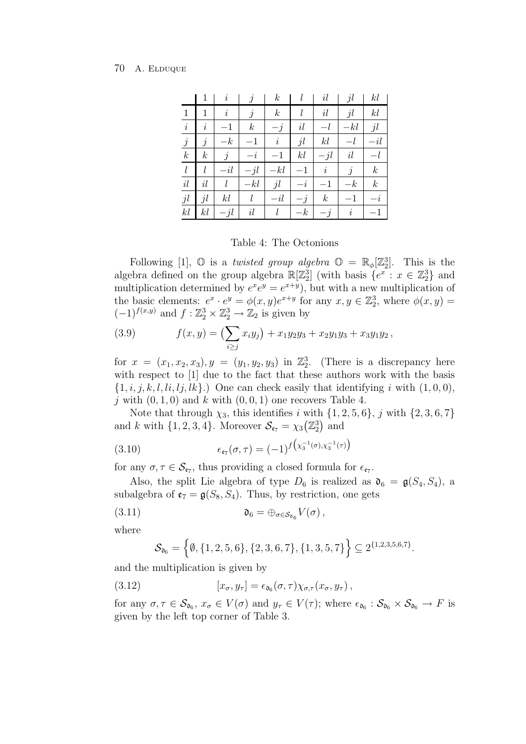|  | $1$ | $i$ | $j$ | $k$ | $l$ | $il$ | $jl$ | $kl$ |
|---|---|---|---|---|---|---|---|---|
| $1$ | $1$ | $i$ | $j$ | $k$ | $l$ | $il$ | $jl$ | $kl$ |
| $i$ | $i$ | $-1$ | $k$ | $-j$ | $il$ | $-l$ | $-kl$ | $jl$ |
| $j$ | $j$ | $-k$ | $-1$ | $i$ | $jl$ | $kl$ | $-l$ | $-il$ |
| $k$ | $k$ | $j$ | $-i$ | $-1$ | $kl$ | $-jl$ | $il$ | $-l$ |
| $l$ | $l$ | $-il$ | $-jl$ | $-kl$ | $-1$ | $i$ | $j$ | $k$ |
| $il$ | $il$ | $l$ | $-kl$ | $jl$ | $-i$ | $-1$ | $-k$ | $k$ |
| $jl$ | $jl$ | $kl$ | $l$ | $-il$ | $-j$ | $k$ | $-1$ | $-i$ |
| $kl$ | $kl$ | $-jl$ | $il$ | $l$ | $-k$ | $-j$ | $i$ | $-1$ |

Table 4: The Octonions

Following [1], $\mathbb{O}$ is a *twisted group algebra* $\mathbb{O} = \mathbb{R}_\phi[\mathbb{Z}_2^3]$. This is the algebra defined on the group algebra $\mathbb{R}[\mathbb{Z}_2^3]$ (with basis $\{e^x : x \in \mathbb{Z}_2^3\}$ and multiplication determined by $e^x e^y = e^{x+y}$), but with a new multiplication of the basic elements: $e^x \cdot e^y = \phi(x,y)e^{x+y}$ for any $x, y \in \mathbb{Z}_2^3$, where $\phi(x,y) = (-1)^{f(x,y)}$ and $f : \mathbb{Z}_2^3 \times \mathbb{Z}_2^3 \to \mathbb{Z}_2$ is given by

$$f(x,y) = \big(\sum_{i \geq j} x_i y_j\big) + x_1 y_2 y_3 + x_2 y_1 y_3 + x_3 y_1 y_2 \,, \tag{3.9}$$

for $x = (x_1, x_2, x_3), y = (y_1, y_2, y_3)$ in $\mathbb{Z}_2^3$. (There is a discrepancy here with respect to [1] due to the fact that these authors work with the basis $\{1, i, j, k, l, li, lj, lk\}$.) One can check easily that identifying $i$ with $(1,0,0)$, $j$ with $(0,1,0)$ and $k$ with $(0,0,1)$ one recovers Table 4.

Note that through $\chi_3$, this identifies $i$ with $\{1,2,5,6\}$, $j$ with $\{2,3,6,7\}$ and $k$ with $\{1,2,3,4\}$. Moreover $\mathcal{S}_{\mathfrak{e}_7} = \chi_3\big(\mathbb{Z}_2^3\big)$ and

$$\epsilon_{\mathfrak{e}_7}(\sigma, \tau) = (-1)^{f\left(\chi_3^{-1}(\sigma), \chi_3^{-1}(\tau)\right)} \tag{3.10}$$

for any $\sigma, \tau \in \mathcal{S}_{\mathfrak{e}_7}$, thus providing a closed formula for $\epsilon_{\mathfrak{e}_7}$.

Also, the split Lie algebra of type $D_6$ is realized as $\mathfrak{d}_6 = \mathfrak{g}(S_4, S_4)$, a subalgebra of $\mathfrak{e}_7 = \mathfrak{g}(S_8, S_4)$. Thus, by restriction, one gets

$$\mathfrak{d}_6 = \oplus_{\sigma \in \mathcal{S}_{\mathfrak{d}_6}} V(\sigma) \,, \tag{3.11}$$

where

$$\mathcal{S}_{\mathfrak{d}_6} = \Big\{\emptyset, \{1,2,5,6\}, \{2,3,6,7\}, \{1,3,5,7\}\Big\} \subseteq 2^{\{1,2,3,5,6,7\}}.$$

and the multiplication is given by

$$[x_\sigma, y_\tau] = \epsilon_{\mathfrak{d}_6}(\sigma, \tau)\chi_{\sigma,\tau}(x_\sigma, y_\tau) \,, \tag{3.12}$$

for any $\sigma, \tau \in \mathcal{S}_{\mathfrak{d}_6}$, $x_\sigma \in V(\sigma)$ and $y_\tau \in V(\tau)$; where $\epsilon_{\mathfrak{d}_6} : \mathcal{S}_{\mathfrak{d}_6} \times \mathcal{S}_{\mathfrak{d}_6} \to F$ is given by the left top corner of Table 3.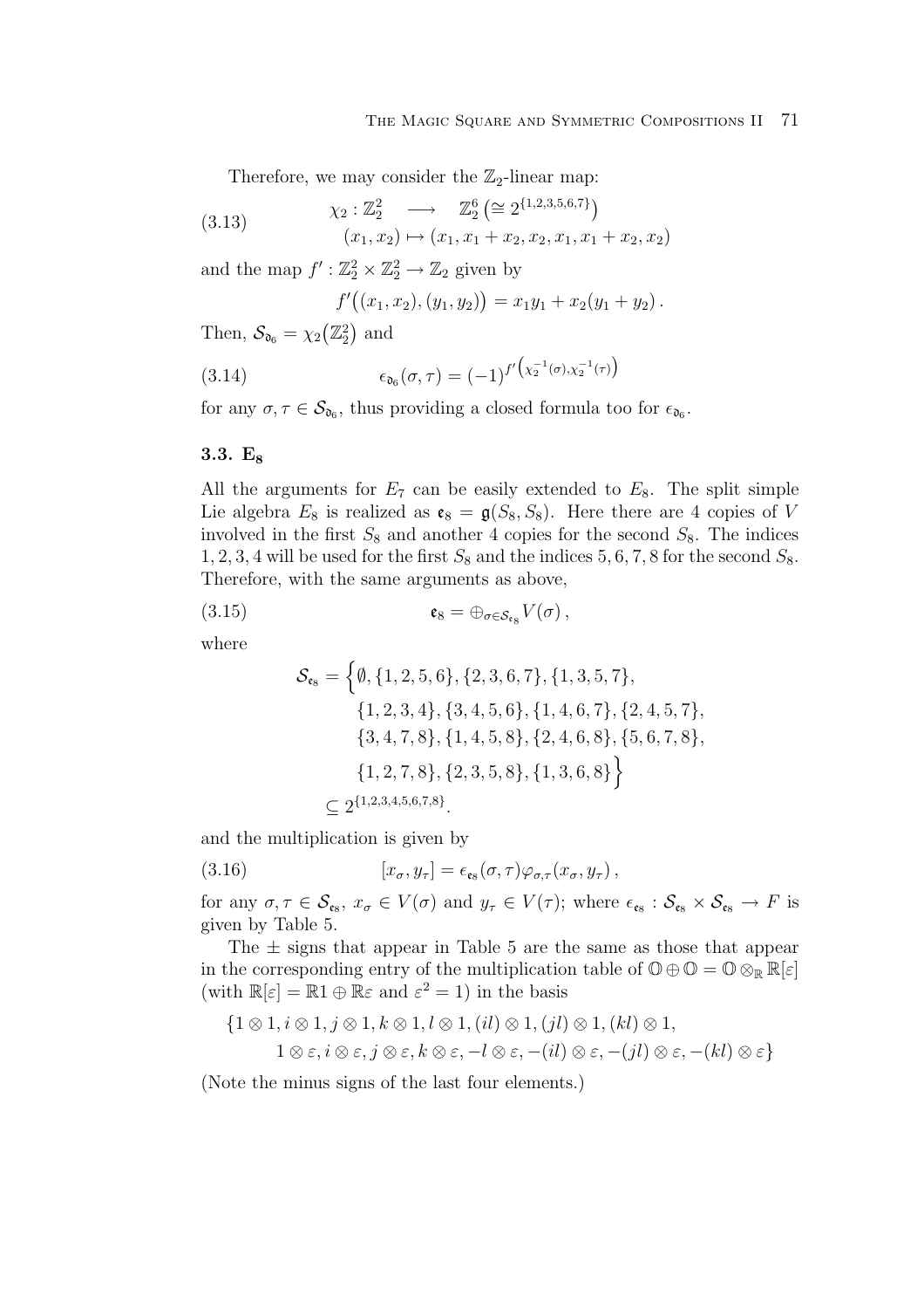Therefore, we may consider the $\mathbb{Z}_2$-linear map:

$$
\begin{aligned}
\chi_2 : \mathbb{Z}_2^2 \quad &\longrightarrow \quad \mathbb{Z}_2^6 \left(\cong 2^{\{1,2,3,5,6,7\}}\right) \\
(x_1, x_2) &\mapsto (x_1, x_1 + x_2, x_2, x_1, x_1 + x_2, x_2)
\end{aligned} \tag{3.13}
$$

and the map $f' : \mathbb{Z}_2^2 \times \mathbb{Z}_2^2 \to \mathbb{Z}_2$ given by

$$
f'\big((x_1, x_2), (y_1, y_2)\big) = x_1 y_1 + x_2(y_1 + y_2)\,.
$$

Then, $\mathcal{S}_{\mathfrak{d}_6} = \chi_2\big(\mathbb{Z}_2^2\big)$ and

$$
\epsilon_{\mathfrak{d}_6}(\sigma, \tau) = (-1)^{f'\left(\chi_2^{-1}(\sigma), \chi_2^{-1}(\tau)\right)} \tag{3.14}
$$

for any $\sigma, \tau \in \mathcal{S}_{\mathfrak{d}_6}$, thus providing a closed formula too for $\epsilon_{\mathfrak{d}_6}$.

### 3.3. $\mathbf{E_8}$

All the arguments for $E_7$ can be easily extended to $E_8$. The split simple Lie algebra $E_8$ is realized as $\mathfrak{e}_8 = \mathfrak{g}(S_8, S_8)$. Here there are 4 copies of $V$ involved in the first $S_8$ and another 4 copies for the second $S_8$. The indices $1, 2, 3, 4$ will be used for the first $S_8$ and the indices $5, 6, 7, 8$ for the second $S_8$. Therefore, with the same arguments as above,

$$
\mathfrak{e}_8 = \oplus_{\sigma \in \mathcal{S}_{\mathfrak{e}_8}} V(\sigma)\,, \tag{3.15}
$$

where

$$
\begin{aligned}
\mathcal{S}_{\mathfrak{e}_8} = \Big\{&\emptyset, \{1,2,5,6\}, \{2,3,6,7\}, \{1,3,5,7\}, \\
&\{1,2,3,4\}, \{3,4,5,6\}, \{1,4,6,7\}, \{2,4,5,7\}, \\
&\{3,4,7,8\}, \{1,4,5,8\}, \{2,4,6,8\}, \{5,6,7,8\}, \\
&\{1,2,7,8\}, \{2,3,5,8\}, \{1,3,6,8\}\Big\} \\
\subseteq\ & 2^{\{1,2,3,4,5,6,7,8\}}.
\end{aligned}
$$

and the multiplication is given by

$$
[x_\sigma, y_\tau] = \epsilon_{\mathfrak{e}_8}(\sigma, \tau)\varphi_{\sigma,\tau}(x_\sigma, y_\tau)\,, \tag{3.16}
$$

for any $\sigma, \tau \in \mathcal{S}_{\mathfrak{e}_8}$, $x_\sigma \in V(\sigma)$ and $y_\tau \in V(\tau)$; where $\epsilon_{\mathfrak{e}_8} : \mathcal{S}_{\mathfrak{e}_8} \times \mathcal{S}_{\mathfrak{e}_8} \to F$ is given by Table 5.

The $\pm$ signs that appear in Table 5 are the same as those that appear in the corresponding entry of the multiplication table of $\mathbb{O} \oplus \mathbb{O} = \mathbb{O} \otimes_{\mathbb{R}} \mathbb{R}[\varepsilon]$ (with $\mathbb{R}[\varepsilon] = \mathbb{R}1 \oplus \mathbb{R}\varepsilon$ and $\varepsilon^2 = 1$) in the basis

$$
\begin{aligned}
\{&1 \otimes 1, i \otimes 1, j \otimes 1, k \otimes 1, l \otimes 1, (il) \otimes 1, (jl) \otimes 1, (kl) \otimes 1, \\
&1 \otimes \varepsilon, i \otimes \varepsilon, j \otimes \varepsilon, k \otimes \varepsilon, -l \otimes \varepsilon, -(il) \otimes \varepsilon, -(jl) \otimes \varepsilon, -(kl) \otimes \varepsilon\}
\end{aligned}
$$

(Note the minus signs of the last four elements.)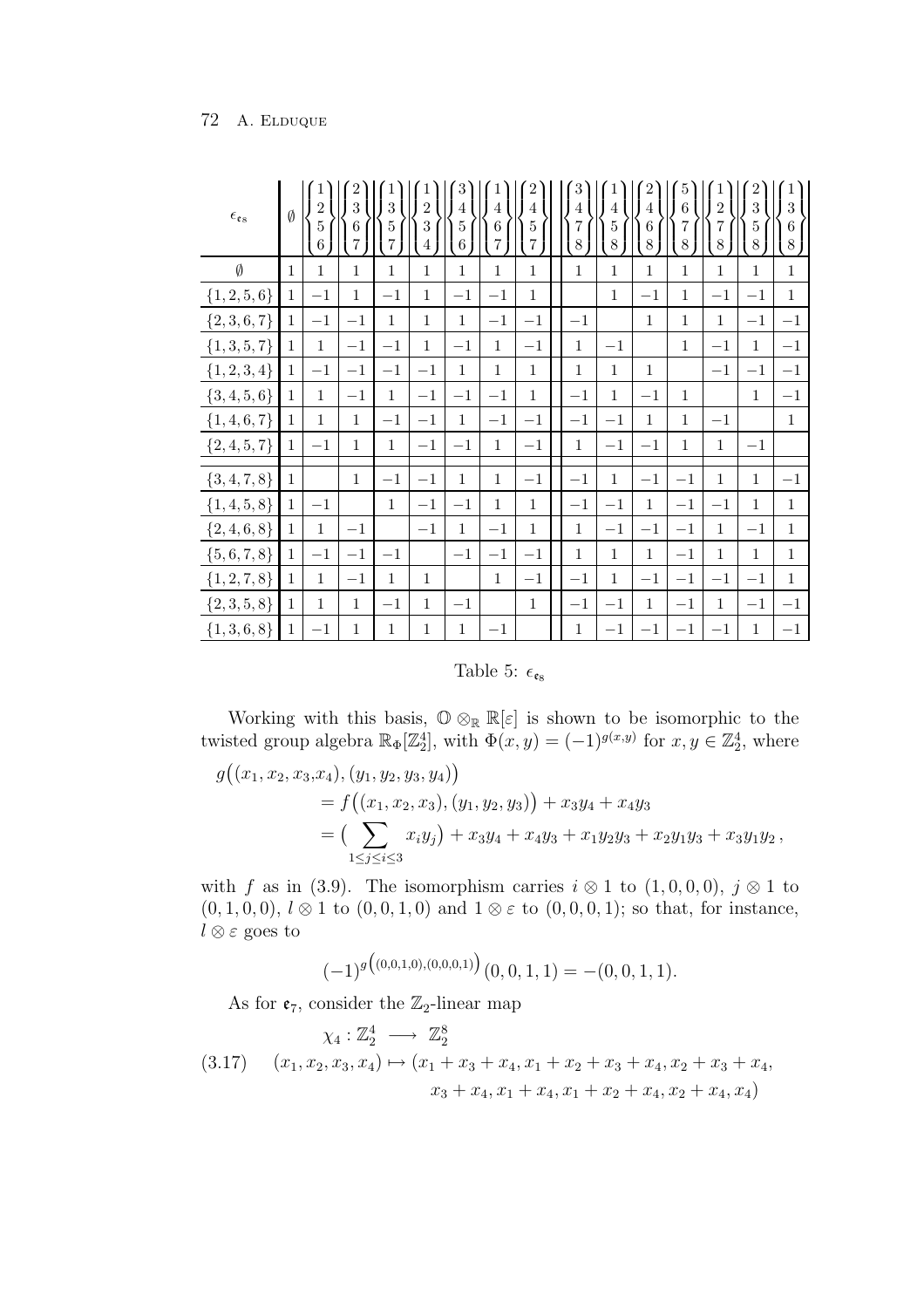| $\epsilon_{\mathfrak{e}_8}$ | $\emptyset$ | $\{1,2,5,6\}$ | $\{2,3,6,7\}$ | $\{1,3,5,7\}$ | $\{1,2,3,4\}$ | $\{3,4,5,6\}$ | $\{1,4,6,7\}$ | $\{2,4,5,7\}$ | $\{3,4,7,8\}$ | $\{1,4,5,8\}$ | $\{2,4,6,8\}$ | $\{5,6,7,8\}$ | $\{1,2,7,8\}$ | $\{2,3,5,8\}$ | $\{1,3,6,8\}$ |
|---|---|---|---|---|---|---|---|---|---|---|---|---|---|---|---|
| $\emptyset$ | 1 | 1 | 1 | 1 | 1 | 1 | 1 | 1 | 1 | 1 | 1 | 1 | 1 | 1 | 1 |
| $\{1,2,5,6\}$ | 1 | $-1$ | 1 | $-1$ | 1 | $-1$ | $-1$ | 1 | | 1 | $-1$ | 1 | $-1$ | $-1$ | 1 |
| $\{2,3,6,7\}$ | 1 | $-1$ | $-1$ | 1 | 1 | 1 | $-1$ | $-1$ | $-1$ | | 1 | 1 | 1 | $-1$ | $-1$ |
| $\{1,3,5,7\}$ | 1 | 1 | $-1$ | $-1$ | 1 | $-1$ | 1 | $-1$ | 1 | $-1$ | | 1 | $-1$ | 1 | $-1$ |
| $\{1,2,3,4\}$ | 1 | $-1$ | $-1$ | $-1$ | $-1$ | 1 | 1 | 1 | 1 | 1 | 1 | | $-1$ | $-1$ | $-1$ |
| $\{3,4,5,6\}$ | 1 | 1 | $-1$ | 1 | $-1$ | $-1$ | $-1$ | 1 | $-1$ | 1 | $-1$ | 1 | | 1 | $-1$ |
| $\{1,4,6,7\}$ | 1 | 1 | 1 | $-1$ | $-1$ | 1 | $-1$ | $-1$ | $-1$ | $-1$ | 1 | 1 | $-1$ | | 1 |
| $\{2,4,5,7\}$ | 1 | $-1$ | 1 | 1 | $-1$ | $-1$ | 1 | $-1$ | 1 | $-1$ | $-1$ | 1 | 1 | $-1$ | |
| $\{3,4,7,8\}$ | 1 | | 1 | $-1$ | $-1$ | 1 | 1 | $-1$ | $-1$ | 1 | $-1$ | $-1$ | 1 | 1 | $-1$ |
| $\{1,4,5,8\}$ | 1 | $-1$ | | 1 | $-1$ | $-1$ | 1 | 1 | $-1$ | $-1$ | 1 | $-1$ | $-1$ | 1 | 1 |
| $\{2,4,6,8\}$ | 1 | 1 | $-1$ | | $-1$ | 1 | $-1$ | 1 | 1 | $-1$ | $-1$ | $-1$ | 1 | $-1$ | 1 |
| $\{5,6,7,8\}$ | 1 | $-1$ | $-1$ | $-1$ | | $-1$ | $-1$ | $-1$ | 1 | 1 | 1 | $-1$ | 1 | 1 | 1 |
| $\{1,2,7,8\}$ | 1 | 1 | $-1$ | 1 | 1 | | 1 | $-1$ | $-1$ | 1 | $-1$ | $-1$ | $-1$ | $-1$ | 1 |
| $\{2,3,5,8\}$ | 1 | 1 | 1 | $-1$ | 1 | $-1$ | | 1 | $-1$ | $-1$ | 1 | $-1$ | 1 | $-1$ | $-1$ |
| $\{1,3,6,8\}$ | 1 | $-1$ | 1 | 1 | 1 | 1 | $-1$ | | 1 | $-1$ | $-1$ | $-1$ | $-1$ | 1 | $-1$ |

Table 5: $\epsilon_{\mathfrak{e}_8}$

Working with this basis, $\mathbb{O}\otimes_{\mathbb{R}}\mathbb{R}[\varepsilon]$ is shown to be isomorphic to the twisted group algebra $\mathbb{R}_\Phi[\mathbb{Z}_2^4]$, with $\Phi(x,y)=(-1)^{g(x,y)}$ for $x,y\in\mathbb{Z}_2^4$, where

$$
\begin{aligned}
g\big((x_1,x_2,x_3,&x_4),(y_1,y_2,y_3,y_4)\big)\\
&= f\big((x_1,x_2,x_3),(y_1,y_2,y_3)\big)+x_3y_4+x_4y_3\\
&= \big(\sum_{1\le j\le i\le 3} x_iy_j\big)+x_3y_4+x_4y_3+x_1y_2y_3+x_2y_1y_3+x_3y_1y_2\,,
\end{aligned}
$$

with $f$ as in (3.9). The isomorphism carries $i\otimes 1$ to $(1,0,0,0)$, $j\otimes 1$ to $(0,1,0,0)$, $l\otimes 1$ to $(0,0,1,0)$ and $1\otimes\varepsilon$ to $(0,0,0,1)$; so that, for instance, $l\otimes\varepsilon$ goes to

$$(-1)^{g\left((0,0,1,0),(0,0,0,1)\right)}(0,0,1,1)=-(0,0,1,1).$$

As for $\mathfrak{e}_7$, consider the $\mathbb{Z}_2$-linear map

$$
\begin{aligned}
&\chi_4:\mathbb{Z}_2^4 \longrightarrow \mathbb{Z}_2^8\\
(3.17)\qquad &(x_1,x_2,x_3,x_4)\mapsto (x_1+x_3+x_4, x_1+x_2+x_3+x_4, x_2+x_3+x_4,\\
&\qquad\qquad x_3+x_4, x_1+x_4, x_1+x_2+x_4, x_2+x_4, x_4)
\end{aligned}
$$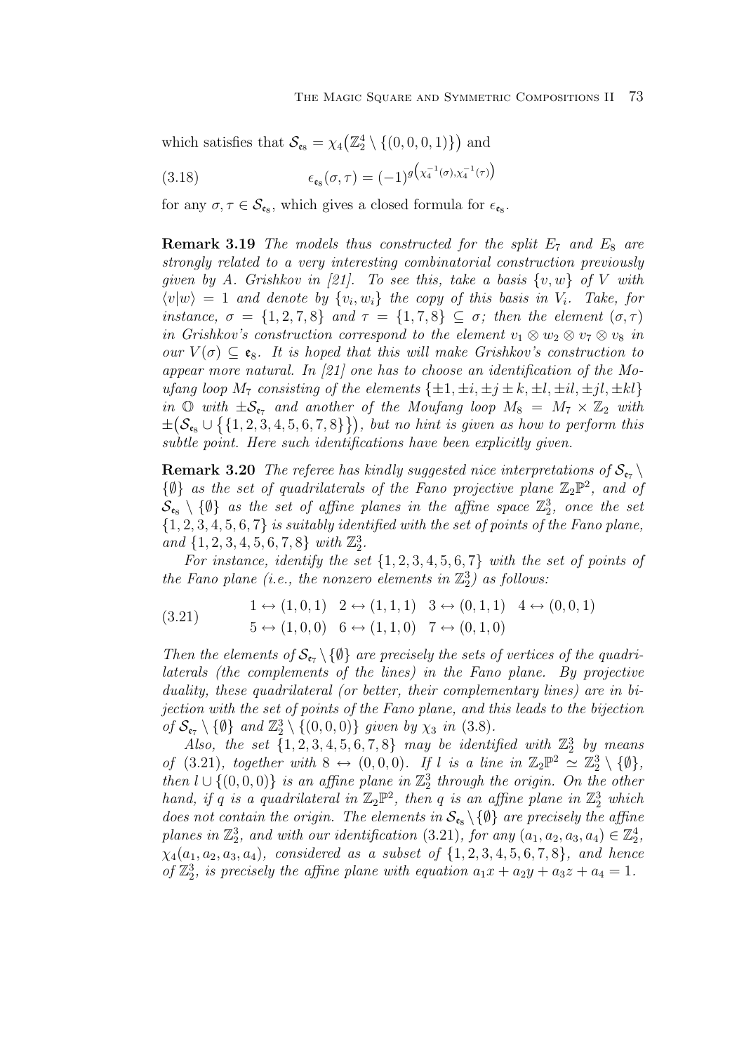which satisfies that $\mathcal{S}_{\mathfrak{e}_8} = \chi_4\big(\mathbb{Z}_2^4 \setminus \{(0,0,0,1)\}\big)$ and

$$\epsilon_{\mathfrak{e}_8}(\sigma,\tau) = (-1)^{g\left(\chi_4^{-1}(\sigma),\chi_4^{-1}(\tau)\right)} \tag{3.18}$$

for any $\sigma, \tau \in \mathcal{S}_{\mathfrak{e}_8}$, which gives a closed formula for $\epsilon_{\mathfrak{e}_8}$.

**Remark 3.19** *The models thus constructed for the split $E_7$ and $E_8$ are strongly related to a very interesting combinatorial construction previously given by A. Grishkov in [21]. To see this, take a basis $\{v, w\}$ of $V$ with $\langle v|w\rangle = 1$ and denote by $\{v_i, w_i\}$ the copy of this basis in $V_i$. Take, for instance, $\sigma = \{1,2,7,8\}$ and $\tau = \{1,7,8\} \subseteq \sigma$; then the element $(\sigma,\tau)$ in Grishkov's construction correspond to the element $v_1 \otimes w_2 \otimes v_7 \otimes v_8$ in our $V(\sigma) \subseteq \mathfrak{e}_8$. It is hoped that this will make Grishkov's construction to appear more natural. In [21] one has to choose an identification of the Moufang loop $M_7$ consisting of the elements $\{\pm 1, \pm i, \pm j \pm k, \pm l, \pm il, \pm jl, \pm kl\}$ in $\mathbb{O}$ with $\pm\mathcal{S}_{\mathfrak{e}_7}$ and another of the Moufang loop $M_8 = M_7 \times \mathbb{Z}_2$ with $\pm\big(\mathcal{S}_{\mathfrak{e}_8} \cup \big\{\{1,2,3,4,5,6,7,8\}\big\}\big)$, but no hint is given as how to perform this subtle point. Here such identifications have been explicitly given.*

**Remark 3.20** *The referee has kindly suggested nice interpretations of $\mathcal{S}_{\mathfrak{e}_7} \setminus \{\emptyset\}$ as the set of quadrilaterals of the Fano projective plane $\mathbb{Z}_2\mathbb{P}^2$, and of $\mathcal{S}_{\mathfrak{e}_8} \setminus \{\emptyset\}$ as the set of affine planes in the affine space $\mathbb{Z}_2^3$, once the set $\{1,2,3,4,5,6,7\}$ is suitably identified with the set of points of the Fano plane, and $\{1,2,3,4,5,6,7,8\}$ with $\mathbb{Z}_2^3$.*

*For instance, identify the set $\{1,2,3,4,5,6,7\}$ with the set of points of the Fano plane (i.e., the nonzero elements in $\mathbb{Z}_2^3$) as follows:*

$$\begin{aligned} &1 \leftrightarrow (1,0,1) \quad 2 \leftrightarrow (1,1,1) \quad 3 \leftrightarrow (0,1,1) \quad 4 \leftrightarrow (0,0,1) \\ &5 \leftrightarrow (1,0,0) \quad 6 \leftrightarrow (1,1,0) \quad 7 \leftrightarrow (0,1,0) \end{aligned} \tag{3.21}$$

*Then the elements of $\mathcal{S}_{\mathfrak{e}_7} \setminus \{\emptyset\}$ are precisely the sets of vertices of the quadrilaterals (the complements of the lines) in the Fano plane. By projective duality, these quadrilateral (or better, their complementary lines) are in bijection with the set of points of the Fano plane, and this leads to the bijection of $\mathcal{S}_{\mathfrak{e}_7} \setminus \{\emptyset\}$ and $\mathbb{Z}_2^3 \setminus \{(0,0,0)\}$ given by $\chi_3$ in (3.8).*

*Also, the set $\{1,2,3,4,5,6,7,8\}$ may be identified with $\mathbb{Z}_2^3$ by means of (3.21), together with $8 \leftrightarrow (0,0,0)$. If $l$ is a line in $\mathbb{Z}_2\mathbb{P}^2 \simeq \mathbb{Z}_2^3 \setminus \{\emptyset\}$, then $l \cup \{(0,0,0)\}$ is an affine plane in $\mathbb{Z}_2^3$ through the origin. On the other hand, if $q$ is a quadrilateral in $\mathbb{Z}_2\mathbb{P}^2$, then $q$ is an affine plane in $\mathbb{Z}_2^3$ which does not contain the origin. The elements in $\mathcal{S}_{\mathfrak{e}_8} \setminus \{\emptyset\}$ are precisely the affine planes in $\mathbb{Z}_2^3$, and with our identification (3.21), for any $(a_1,a_2,a_3,a_4) \in \mathbb{Z}_2^4$, $\chi_4(a_1,a_2,a_3,a_4)$, considered as a subset of $\{1,2,3,4,5,6,7,8\}$, and hence of $\mathbb{Z}_2^3$, is precisely the affine plane with equation $a_1x + a_2y + a_3z + a_4 = 1$.*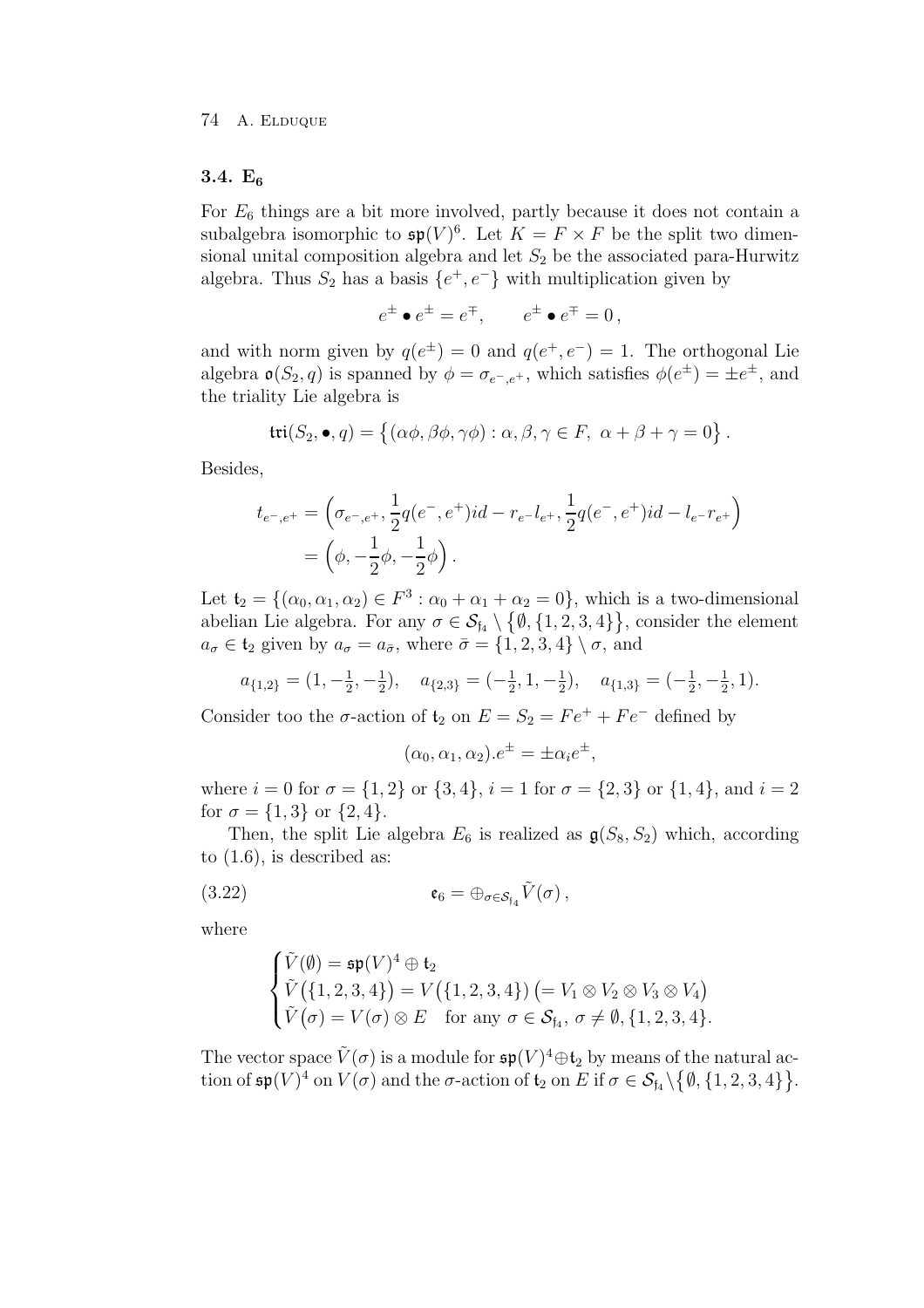### 3.4. $\mathbf{E_6}$

For $E_6$ things are a bit more involved, partly because it does not contain a subalgebra isomorphic to $\mathfrak{sp}(V)^6$. Let $K = F \times F$ be the split two dimensional unital composition algebra and let $S_2$ be the associated para-Hurwitz algebra. Thus $S_2$ has a basis $\{e^+, e^-\}$ with multiplication given by

$$e^\pm \bullet e^\pm = e^\mp, \qquad e^\pm \bullet e^\mp = 0\,,$$

and with norm given by $q(e^\pm) = 0$ and $q(e^+, e^-) = 1$. The orthogonal Lie algebra $\mathfrak{o}(S_2, q)$ is spanned by $\phi = \sigma_{e^-,e^+}$, which satisfies $\phi(e^\pm) = \pm e^\pm$, and the triality Lie algebra is

$$\mathfrak{tri}(S_2, \bullet, q) = \left\{(\alpha\phi, \beta\phi, \gamma\phi) : \alpha, \beta, \gamma \in F,\ \alpha + \beta + \gamma = 0\right\}.$$

Besides,

$$\begin{aligned}
t_{e^-,e^+} &= \Big(\sigma_{e^-,e^+}, \frac{1}{2}q(e^-, e^+)id - r_{e^-}l_{e^+}, \frac{1}{2}q(e^-, e^+)id - l_{e^-}r_{e^+}\Big) \\
&= \Big(\phi, -\frac{1}{2}\phi, -\frac{1}{2}\phi\Big).
\end{aligned}$$

Let $\mathfrak{t}_2 = \{(\alpha_0, \alpha_1, \alpha_2) \in F^3 : \alpha_0 + \alpha_1 + \alpha_2 = 0\}$, which is a two-dimensional abelian Lie algebra. For any $\sigma \in \mathcal{S}_{\mathfrak{f}_4} \setminus \big\{\emptyset, \{1,2,3,4\}\big\}$, consider the element $a_\sigma \in \mathfrak{t}_2$ given by $a_\sigma = a_{\bar\sigma}$, where $\bar\sigma = \{1,2,3,4\} \setminus \sigma$, and

$$a_{\{1,2\}} = (1, -\tfrac{1}{2}, -\tfrac{1}{2}), \quad a_{\{2,3\}} = (-\tfrac{1}{2}, 1, -\tfrac{1}{2}), \quad a_{\{1,3\}} = (-\tfrac{1}{2}, -\tfrac{1}{2}, 1).$$

Consider too the $\sigma$-action of $\mathfrak{t}_2$ on $E = S_2 = Fe^+ + Fe^-$ defined by

$$(\alpha_0, \alpha_1, \alpha_2).e^\pm = \pm\alpha_i e^\pm,$$

where $i = 0$ for $\sigma = \{1,2\}$ or $\{3,4\}$, $i = 1$ for $\sigma = \{2,3\}$ or $\{1,4\}$, and $i = 2$ for $\sigma = \{1,3\}$ or $\{2,4\}$.

Then, the split Lie algebra $E_6$ is realized as $\mathfrak{g}(S_8, S_2)$ which, according to (1.6), is described as:

$$\mathfrak{e}_6 = \oplus_{\sigma \in \mathcal{S}_{\mathfrak{f}_4}} \tilde V(\sigma)\,, \tag{3.22}$$

where

$$\begin{cases}
\tilde V(\emptyset) = \mathfrak{sp}(V)^4 \oplus \mathfrak{t}_2 \\
\tilde V\big(\{1,2,3,4\}\big) = V\big(\{1,2,3,4\}\big) \big(= V_1 \otimes V_2 \otimes V_3 \otimes V_4\big) \\
\tilde V\big(\sigma\big) = V(\sigma) \otimes E \quad \text{for any } \sigma \in \mathcal{S}_{\mathfrak{f}_4},\ \sigma \neq \emptyset, \{1,2,3,4\}.
\end{cases}$$

The vector space $\tilde V(\sigma)$ is a module for $\mathfrak{sp}(V)^4 \oplus \mathfrak{t}_2$ by means of the natural action of $\mathfrak{sp}(V)^4$ on $V(\sigma)$ and the $\sigma$-action of $\mathfrak{t}_2$ on $E$ if $\sigma \in \mathcal{S}_{\mathfrak{f}_4} \setminus \big\{\emptyset, \{1,2,3,4\}\big\}$.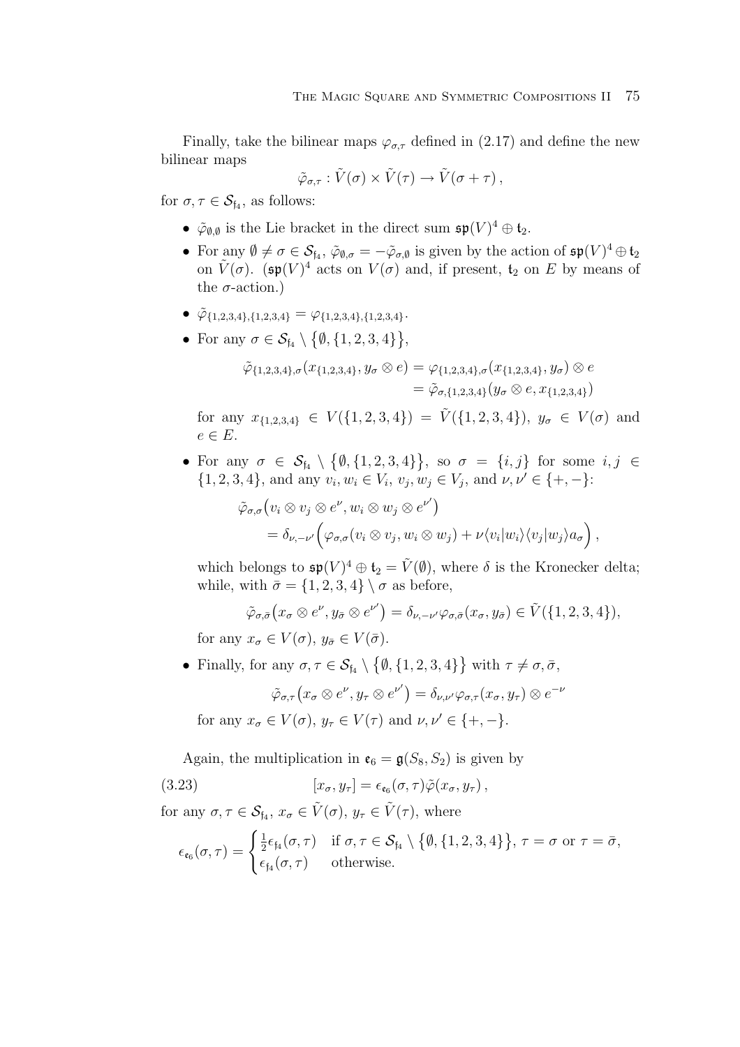Finally, take the bilinear maps $\varphi_{\sigma,\tau}$ defined in (2.17) and define the new bilinear maps

$$\tilde{\varphi}_{\sigma,\tau} : \tilde{V}(\sigma) \times \tilde{V}(\tau) \to \tilde{V}(\sigma + \tau)\,,$$

for $\sigma, \tau \in \mathcal{S}_{\mathfrak{f}_4}$, as follows:

- $\tilde{\varphi}_{\emptyset,\emptyset}$ is the Lie bracket in the direct sum $\mathfrak{sp}(V)^4 \oplus \mathfrak{t}_2$.
- For any $\emptyset \neq \sigma \in \mathcal{S}_{\mathfrak{f}_4}$, $\tilde{\varphi}_{\emptyset,\sigma} = -\tilde{\varphi}_{\sigma,\emptyset}$ is given by the action of $\mathfrak{sp}(V)^4 \oplus \mathfrak{t}_2$ on $\tilde{V}(\sigma)$. ($\mathfrak{sp}(V)^4$ acts on $V(\sigma)$ and, if present, $\mathfrak{t}_2$ on $E$ by means of the $\sigma$-action.)
- $\tilde{\varphi}_{\{1,2,3,4\},\{1,2,3,4\}} = \varphi_{\{1,2,3,4\},\{1,2,3,4\}}$.
- For any $\sigma \in \mathcal{S}_{\mathfrak{f}_4} \setminus \big\{\emptyset, \{1,2,3,4\}\big\}$,

$$\begin{aligned}\tilde{\varphi}_{\{1,2,3,4\},\sigma}(x_{\{1,2,3,4\}}, y_\sigma \otimes e) &= \varphi_{\{1,2,3,4\},\sigma}(x_{\{1,2,3,4\}}, y_\sigma) \otimes e\\ &= \tilde{\varphi}_{\sigma,\{1,2,3,4\}}(y_\sigma \otimes e, x_{\{1,2,3,4\}})\end{aligned}$$

  for any $x_{\{1,2,3,4\}} \in V(\{1,2,3,4\}) = \tilde{V}(\{1,2,3,4\})$, $y_\sigma \in V(\sigma)$ and $e \in E$.
- For any $\sigma \in \mathcal{S}_{\mathfrak{f}_4} \setminus \big\{\emptyset, \{1,2,3,4\}\big\}$, so $\sigma = \{i,j\}$ for some $i, j \in \{1,2,3,4\}$, and any $v_i, w_i \in V_i$, $v_j, w_j \in V_j$, and $\nu, \nu' \in \{+,-\}$:

$$\begin{aligned}&\tilde{\varphi}_{\sigma,\sigma}\big(v_i \otimes v_j \otimes e^\nu, w_i \otimes w_j \otimes e^{\nu'}\big)\\ &\qquad = \delta_{\nu,-\nu'}\Big(\varphi_{\sigma,\sigma}(v_i \otimes v_j, w_i \otimes w_j) + \nu\langle v_i|w_i\rangle\langle v_j|w_j\rangle a_\sigma\Big)\,,\end{aligned}$$

  which belongs to $\mathfrak{sp}(V)^4 \oplus \mathfrak{t}_2 = \tilde{V}(\emptyset)$, where $\delta$ is the Kronecker delta; while, with $\bar{\sigma} = \{1,2,3,4\} \setminus \sigma$ as before,

$$\tilde{\varphi}_{\sigma,\bar{\sigma}}\big(x_\sigma \otimes e^\nu, y_{\bar{\sigma}} \otimes e^{\nu'}\big) = \delta_{\nu,-\nu'}\varphi_{\sigma,\bar{\sigma}}(x_\sigma, y_{\bar{\sigma}}) \in \tilde{V}(\{1,2,3,4\}),$$

  for any $x_\sigma \in V(\sigma)$, $y_{\bar{\sigma}} \in V(\bar{\sigma})$.
- Finally, for any $\sigma, \tau \in \mathcal{S}_{\mathfrak{f}_4} \setminus \big\{\emptyset, \{1,2,3,4\}\big\}$ with $\tau \neq \sigma, \bar{\sigma}$,

$$\tilde{\varphi}_{\sigma,\tau}\big(x_\sigma \otimes e^\nu, y_\tau \otimes e^{\nu'}\big) = \delta_{\nu,\nu'}\varphi_{\sigma,\tau}(x_\sigma, y_\tau) \otimes e^{-\nu}$$

  for any $x_\sigma \in V(\sigma)$, $y_\tau \in V(\tau)$ and $\nu, \nu' \in \{+,-\}$.

Again, the multiplication in $\mathfrak{e}_6 = \mathfrak{g}(S_8, S_2)$ is given by

$$[x_\sigma, y_\tau] = \epsilon_{\mathfrak{e}_6}(\sigma,\tau)\tilde{\varphi}(x_\sigma, y_\tau)\,, \tag{3.23}$$

for any $\sigma, \tau \in \mathcal{S}_{\mathfrak{f}_4}$, $x_\sigma \in \tilde{V}(\sigma)$, $y_\tau \in \tilde{V}(\tau)$, where

$$\epsilon_{\mathfrak{e}_6}(\sigma,\tau) = \begin{cases} \frac{1}{2}\epsilon_{\mathfrak{f}_4}(\sigma,\tau) & \text{if } \sigma,\tau \in \mathcal{S}_{\mathfrak{f}_4} \setminus \big\{\emptyset, \{1,2,3,4\}\big\},\ \tau = \sigma \text{ or } \tau = \bar{\sigma},\\ \epsilon_{\mathfrak{f}_4}(\sigma,\tau) & \text{otherwise.}\end{cases}$$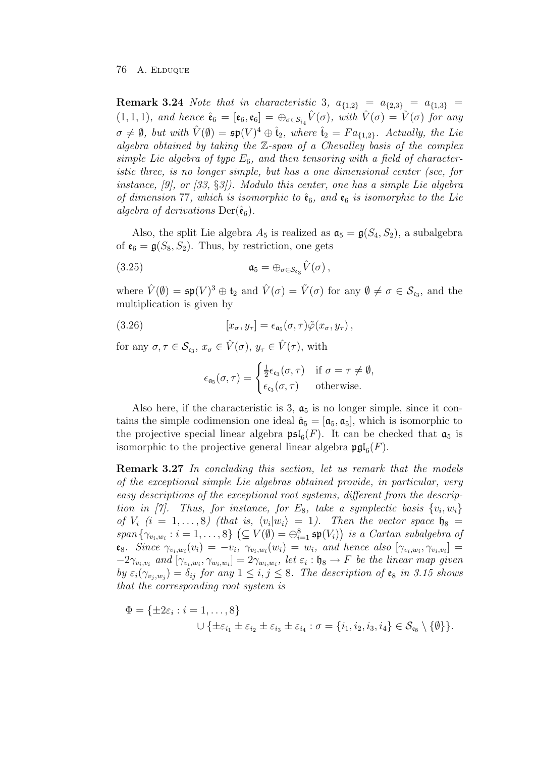**Remark 3.24** *Note that in characteristic* 3, $a_{\{1,2\}} = a_{\{2,3\}} = a_{\{1,3\}} = (1,1,1)$, *and hence* $\hat{\mathfrak{e}}_6 = [\mathfrak{e}_6, \mathfrak{e}_6] = \oplus_{\sigma\in\mathcal{S}_{\mathfrak{f}_4}} \hat{V}(\sigma)$, *with* $\hat{V}(\sigma) = \tilde{V}(\sigma)$ *for any* $\sigma \neq \emptyset$, *but with* $\hat{V}(\emptyset) = \mathfrak{sp}(V)^4 \oplus \hat{\mathfrak{t}}_2$, *where* $\hat{\mathfrak{t}}_2 = Fa_{\{1,2\}}$. *Actually, the Lie algebra obtained by taking the* $\mathbb{Z}$-*span of a Chevalley basis of the complex simple Lie algebra of type* $E_6$, *and then tensoring with a field of characteristic three, is no longer simple, but has a one dimensional center (see, for instance, [9], or [33, §3]). Modulo this center, one has a simple Lie algebra of dimension* 77, *which is isomorphic to* $\hat{\mathfrak{e}}_6$, *and* $\mathfrak{e}_6$ *is isomorphic to the Lie algebra of derivations* $\mathrm{Der}(\hat{\mathfrak{e}}_6)$.

Also, the split Lie algebra $A_5$ is realized as $\mathfrak{a}_5 = \mathfrak{g}(S_4, S_2)$, a subalgebra of $\mathfrak{e}_6 = \mathfrak{g}(S_8, S_2)$. Thus, by restriction, one gets

$$\mathfrak{a}_5 = \oplus_{\sigma\in\mathcal{S}_{\mathfrak{e}_3}} \hat{V}(\sigma)\,, \tag{3.25}$$

where $\hat{V}(\emptyset) = \mathfrak{sp}(V)^3 \oplus \mathfrak{t}_2$ and $\hat{V}(\sigma) = \tilde{V}(\sigma)$ for any $\emptyset \neq \sigma \in \mathcal{S}_{\mathfrak{e}_3}$, and the multiplication is given by

$$[x_\sigma, y_\tau] = \epsilon_{\mathfrak{a}_5}(\sigma,\tau)\tilde{\varphi}(x_\sigma, y_\tau)\,, \tag{3.26}$$

for any $\sigma, \tau \in \mathcal{S}_{\mathfrak{e}_3}$, $x_\sigma \in \hat{V}(\sigma)$, $y_\tau \in \hat{V}(\tau)$, with

$$\epsilon_{\mathfrak{a}_5}(\sigma,\tau) = \begin{cases} \frac{1}{2}\epsilon_{\mathfrak{e}_3}(\sigma,\tau) & \text{if } \sigma = \tau \neq \emptyset,\\ \epsilon_{\mathfrak{e}_3}(\sigma,\tau) & \text{otherwise.}\end{cases}$$

Also here, if the characteristic is 3, $\mathfrak{a}_5$ is no longer simple, since it contains the simple codimension one ideal $\hat{\mathfrak{a}}_5 = [\mathfrak{a}_5, \mathfrak{a}_5]$, which is isomorphic to the projective special linear algebra $\mathfrak{psl}_6(F)$. It can be checked that $\mathfrak{a}_5$ is isomorphic to the projective general linear algebra $\mathfrak{pgl}_6(F)$.

**Remark 3.27** *In concluding this section, let us remark that the models of the exceptional simple Lie algebras obtained provide, in particular, very easy descriptions of the exceptional root systems, different from the description in [7]. Thus, for instance, for* $E_8$, *take a symplectic basis* $\{v_i, w_i\}$ *of* $V_i$ $(i = 1,\dots,8)$ *(that is,* $\langle v_i | w_i\rangle = 1$*). Then the vector space* $\mathfrak{h}_8 = span\{\gamma_{v_i,w_i} : i = 1,\dots,8\}$ $\left(\subseteq V(\emptyset) = \oplus_{i=1}^8 \mathfrak{sp}(V_i)\right)$ *is a Cartan subalgebra of* $\mathfrak{e}_8$. *Since* $\gamma_{v_i,w_i}(v_i) = -v_i$, $\gamma_{v_i,w_i}(w_i) = w_i$, *and hence also* $[\gamma_{v_i,w_i}, \gamma_{v_i,v_i}] = -2\gamma_{v_i,v_i}$ *and* $[\gamma_{v_i,w_i}, \gamma_{w_i,w_i}] = 2\gamma_{w_i,w_i}$, *let* $\varepsilon_i : \mathfrak{h}_8 \to F$ *be the linear map given by* $\varepsilon_i(\gamma_{v_j,w_j}) = \delta_{ij}$ *for any* $1 \le i,j \le 8$. *The description of* $\mathfrak{e}_8$ *in 3.15 shows that the corresponding root system is*

$$\begin{aligned}\Phi = \{\pm 2\varepsilon_i : i = 1,\dots,8\}\\ \cup \{\pm\varepsilon_{i_1} \pm \varepsilon_{i_2} \pm \varepsilon_{i_3} \pm \varepsilon_{i_4} : \sigma = \{i_1,i_2,i_3,i_4\} \in \mathcal{S}_{\mathfrak{e}_8} \setminus \{\emptyset\}\}.\end{aligned}$$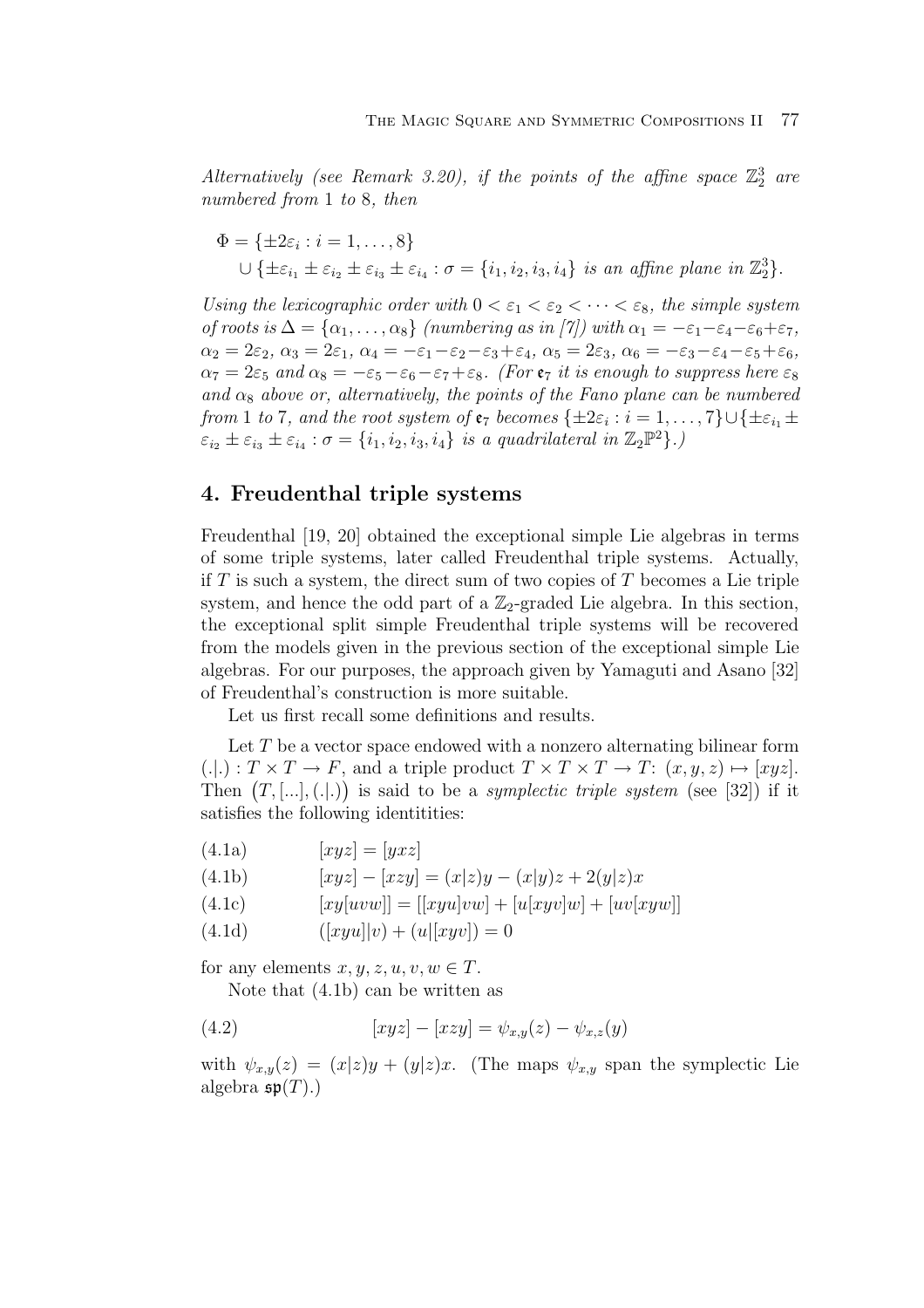*Alternatively (see Remark 3.20), if the points of the affine space $\mathbb{Z}_2^3$ are numbered from 1 to 8, then*

$$\Phi = \{\pm 2\varepsilon_i : i = 1, \dots, 8\}$$
$$\cup \{\pm\varepsilon_{i_1} \pm \varepsilon_{i_2} \pm \varepsilon_{i_3} \pm \varepsilon_{i_4} : \sigma = \{i_1, i_2, i_3, i_4\} \text{ is an affine plane in } \mathbb{Z}_2^3\}.$$

*Using the lexicographic order with $0 < \varepsilon_1 < \varepsilon_2 < \cdots < \varepsilon_8$, the simple system of roots is $\Delta = \{\alpha_1, \dots, \alpha_8\}$ (numbering as in [7]) with $\alpha_1 = -\varepsilon_1 - \varepsilon_4 - \varepsilon_6 + \varepsilon_7$, $\alpha_2 = 2\varepsilon_2$, $\alpha_3 = 2\varepsilon_1$, $\alpha_4 = -\varepsilon_1 - \varepsilon_2 - \varepsilon_3 + \varepsilon_4$, $\alpha_5 = 2\varepsilon_3$, $\alpha_6 = -\varepsilon_3 - \varepsilon_4 - \varepsilon_5 + \varepsilon_6$, $\alpha_7 = 2\varepsilon_5$ and $\alpha_8 = -\varepsilon_5 - \varepsilon_6 - \varepsilon_7 + \varepsilon_8$. (For $\mathfrak{e}_7$ it is enough to suppress here $\varepsilon_8$ and $\alpha_8$ above or, alternatively, the points of the Fano plane can be numbered from 1 to 7, and the root system of $\mathfrak{e}_7$ becomes $\{\pm 2\varepsilon_i : i = 1, \dots, 7\} \cup \{\pm\varepsilon_{i_1} \pm \varepsilon_{i_2} \pm \varepsilon_{i_3} \pm \varepsilon_{i_4} : \sigma = \{i_1, i_2, i_3, i_4\}$ is a quadrilateral in $\mathbb{Z}_2\mathbb{P}^2\}$.)*

## 4. Freudenthal triple systems

Freudenthal [19, 20] obtained the exceptional simple Lie algebras in terms of some triple systems, later called Freudenthal triple systems. Actually, if $T$ is such a system, the direct sum of two copies of $T$ becomes a Lie triple system, and hence the odd part of a $\mathbb{Z}_2$-graded Lie algebra. In this section, the exceptional split simple Freudenthal triple systems will be recovered from the models given in the previous section of the exceptional simple Lie algebras. For our purposes, the approach given by Yamaguti and Asano [32] of Freudenthal's construction is more suitable.

Let us first recall some definitions and results.

Let $T$ be a vector space endowed with a nonzero alternating bilinear form $(.|.) : T \times T \to F$, and a triple product $T \times T \times T \to T$: $(x, y, z) \mapsto [xyz]$. Then $\big(T, [...], (.|.)\big)$ is said to be a *symplectic triple system* (see [32]) if it satisfies the following identitities:

$$[xyz] = [yxz] \tag{4.1a}$$

$$[xyz] - [xzy] = (x|z)y - (x|y)z + 2(y|z)x \tag{4.1b}$$

$$[xy[uvw]] = [[xyu]vw] + [u[xyv]w] + [uv[xyw]] \tag{4.1c}$$

$$([xyu]|v) + (u|[xyv]) = 0 \tag{4.1d}$$

for any elements $x, y, z, u, v, w \in T$.

Note that (4.1b) can be written as

$$[xyz] - [xzy] = \psi_{x,y}(z) - \psi_{x,z}(y) \tag{4.2}$$

with $\psi_{x,y}(z) = (x|z)y + (y|z)x$. (The maps $\psi_{x,y}$ span the symplectic Lie algebra $\mathfrak{sp}(T)$.)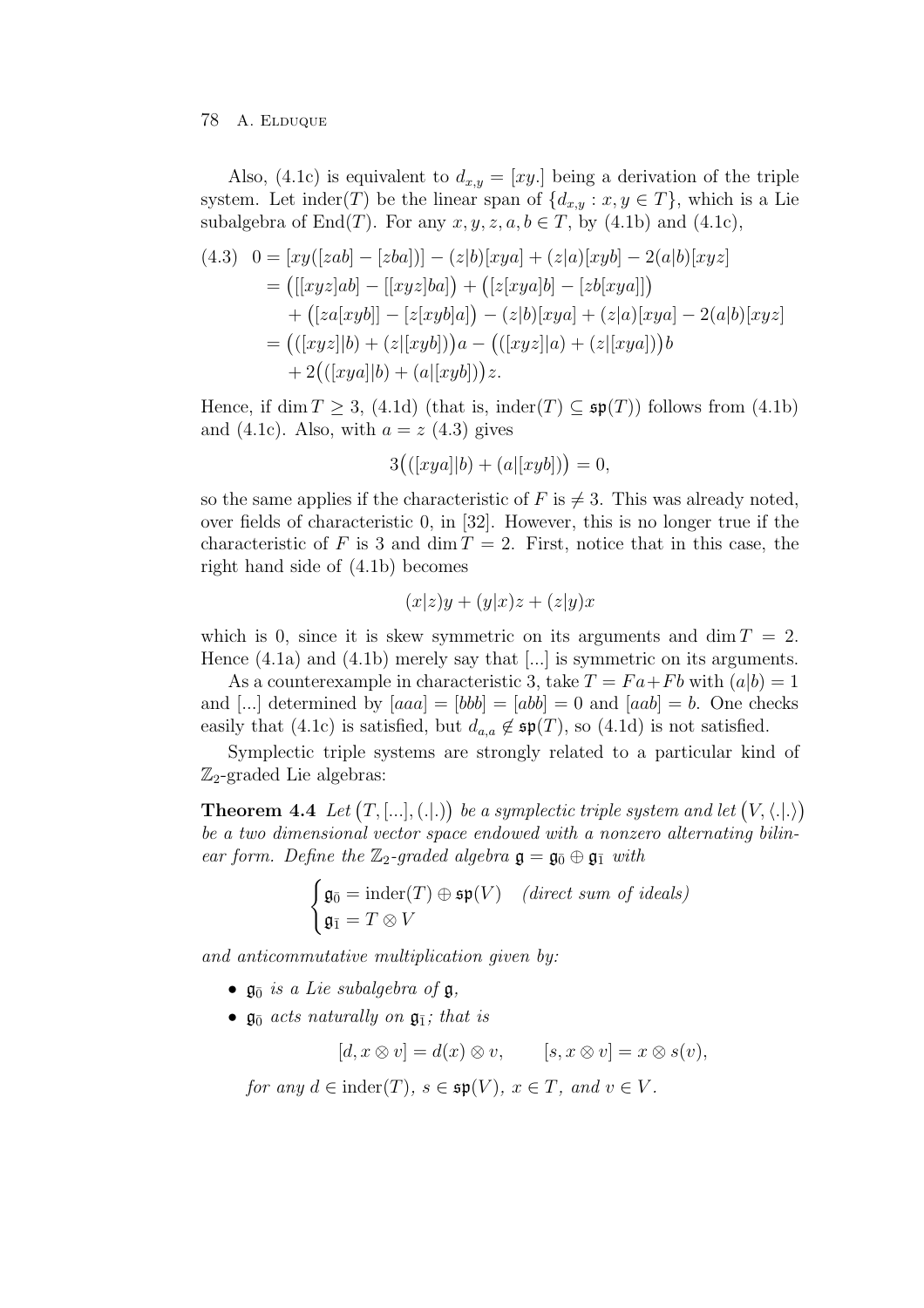Also, (4.1c) is equivalent to $d_{x,y} = [xy.]$ being a derivation of the triple system. Let $\operatorname{inder}(T)$ be the linear span of $\{d_{x,y} : x, y \in T\}$, which is a Lie subalgebra of $\operatorname{End}(T)$. For any $x, y, z, a, b \in T$, by (4.1b) and (4.1c),

$$
\begin{aligned}
(4.3)\quad 0 &= [xy([zab] - [zba])] - (z|b)[xya] + (z|a)[xyb] - 2(a|b)[xyz] \\
&= \big([[xyz]ab] - [[xyz]ba]\big) + \big([z[xya]b] - [zb[xya]]\big) \\
&\quad + \big([za[xyb]] - [z[xyb]a]\big) - (z|b)[xya] + (z|a)[xya] - 2(a|b)[xyz] \\
&= \big(([xyz]|b) + (z|[xyb])\big)a - \big(([xyz]|a) + (z|[xya])\big)b \\
&\quad + 2\big(([xya]|b) + (a|[xyb])\big)z.
\end{aligned}
$$

Hence, if $\dim T \geq 3$, (4.1d) (that is, $\operatorname{inder}(T) \subseteq \mathfrak{sp}(T)$) follows from (4.1b) and (4.1c). Also, with $a = z$ (4.3) gives

$$3\big(([xya]|b) + (a|[xyb])\big) = 0,$$

so the same applies if the characteristic of $F$ is $\neq 3$. This was already noted, over fields of characteristic 0, in [32]. However, this is no longer true if the characteristic of $F$ is 3 and $\dim T = 2$. First, notice that in this case, the right hand side of (4.1b) becomes

$$(x|z)y + (y|x)z + (z|y)x$$

which is 0, since it is skew symmetric on its arguments and $\dim T = 2$. Hence (4.1a) and (4.1b) merely say that $[...]$ is symmetric on its arguments.

As a counterexample in characteristic 3, take $T = Fa + Fb$ with $(a|b) = 1$ and $[...]$ determined by $[aaa] = [bbb] = [abb] = 0$ and $[aab] = b$. One checks easily that (4.1c) is satisfied, but $d_{a,a} \notin \mathfrak{sp}(T)$, so (4.1d) is not satisfied.

Symplectic triple systems are strongly related to a particular kind of $\mathbb{Z}_2$-graded Lie algebras:

**Theorem 4.4** *Let $\big(T, [...], (.|.)\big)$ be a symplectic triple system and let $\big(V, \langle.|.\rangle\big)$ be a two dimensional vector space endowed with a nonzero alternating bilinear form. Define the $\mathbb{Z}_2$-graded algebra $\mathfrak{g} = \mathfrak{g}_{\bar 0} \oplus \mathfrak{g}_{\bar 1}$ with*

$$
\begin{cases}
\mathfrak{g}_{\bar 0} = \operatorname{inder}(T) \oplus \mathfrak{sp}(V) & \textit{(direct sum of ideals)} \\
\mathfrak{g}_{\bar 1} = T \otimes V
\end{cases}
$$

*and anticommutative multiplication given by:*

- *$\mathfrak{g}_{\bar 0}$ is a Lie subalgebra of $\mathfrak{g}$,*
- *$\mathfrak{g}_{\bar 0}$ acts naturally on $\mathfrak{g}_{\bar 1}$; that is*

$$[d, x \otimes v] = d(x) \otimes v, \qquad [s, x \otimes v] = x \otimes s(v),$$

*for any $d \in \operatorname{inder}(T)$, $s \in \mathfrak{sp}(V)$, $x \in T$, and $v \in V$.*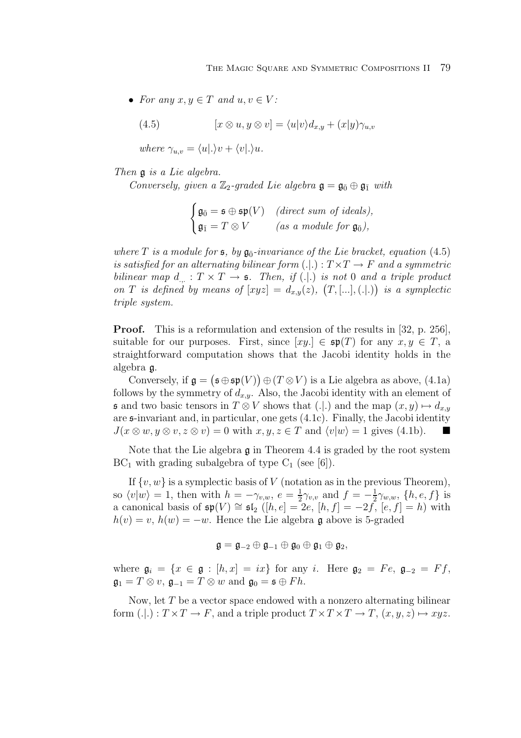- *For any $x, y \in T$ and $u, v \in V$:*

$$[x \otimes u, y \otimes v] = \langle u|v\rangle d_{x,y} + (x|y)\gamma_{u,v} \tag{4.5}$$

*where $\gamma_{u,v} = \langle u|.\rangle v + \langle v|.\rangle u$.*

*Then $\mathfrak{g}$ is a Lie algebra.*

*Conversely, given a $\mathbb{Z}_2$-graded Lie algebra $\mathfrak{g} = \mathfrak{g}_{\bar 0} \oplus \mathfrak{g}_{\bar 1}$ with*

$$\begin{cases} \mathfrak{g}_{\bar 0} = \mathfrak{s} \oplus \mathfrak{sp}(V) & \text{(direct sum of ideals)}, \\ \mathfrak{g}_{\bar 1} = T \otimes V & \text{(as a module for } \mathfrak{g}_{\bar 0}\text{)}, \end{cases}$$

*where $T$ is a module for $\mathfrak{s}$, by $\mathfrak{g}_{\bar 0}$-invariance of the Lie bracket, equation (4.5) is satisfied for an alternating bilinear form $(.|.) : T \times T \to F$ and a symmetric bilinear map $d_{.,.} : T \times T \to \mathfrak{s}$. Then, if $(.|.)$ is not 0 and a triple product on $T$ is defined by means of $[xyz] = d_{x,y}(z)$, $\big(T, [...], (.|.)\big)$ is a symplectic triple system.*

**Proof.** This is a reformulation and extension of the results in [32, p. 256], suitable for our purposes. First, since $[xy.] \in \mathfrak{sp}(T)$ for any $x, y \in T$, a straightforward computation shows that the Jacobi identity holds in the algebra $\mathfrak{g}$.

Conversely, if $\mathfrak{g} = \big(\mathfrak{s} \oplus \mathfrak{sp}(V)\big) \oplus (T \otimes V)$ is a Lie algebra as above, (4.1a) follows by the symmetry of $d_{x,y}$. Also, the Jacobi identity with an element of $\mathfrak{s}$ and two basic tensors in $T \otimes V$ shows that $(.|.)$ and the map $(x, y) \mapsto d_{x,y}$ are $\mathfrak{s}$-invariant and, in particular, one gets (4.1c). Finally, the Jacobi identity $J(x \otimes w, y \otimes v, z \otimes v) = 0$ with $x, y, z \in T$ and $\langle v|w\rangle = 1$ gives (4.1b). ■

Note that the Lie algebra $\mathfrak{g}$ in Theorem 4.4 is graded by the root system $\mathrm{BC}_1$ with grading subalgebra of type $\mathrm{C}_1$ (see [6]).

If $\{v, w\}$ is a symplectic basis of $V$ (notation as in the previous Theorem), so $\langle v|w\rangle = 1$, then with $h = -\gamma_{v,w}$, $e = \frac{1}{2}\gamma_{v,v}$ and $f = -\frac{1}{2}\gamma_{w,w}$, $\{h, e, f\}$ is a canonical basis of $\mathfrak{sp}(V) \cong \mathfrak{sl}_2$ ($[h, e] = 2e$, $[h, f] = -2f$, $[e, f] = h$) with $h(v) = v$, $h(w) = -w$. Hence the Lie algebra $\mathfrak{g}$ above is 5-graded

$$\mathfrak{g} = \mathfrak{g}_{-2} \oplus \mathfrak{g}_{-1} \oplus \mathfrak{g}_0 \oplus \mathfrak{g}_1 \oplus \mathfrak{g}_2,$$

where $\mathfrak{g}_i = \{x \in \mathfrak{g} : [h, x] = ix\}$ for any $i$. Here $\mathfrak{g}_2 = Fe$, $\mathfrak{g}_{-2} = Ff$, $\mathfrak{g}_1 = T \otimes v$, $\mathfrak{g}_{-1} = T \otimes w$ and $\mathfrak{g}_0 = \mathfrak{s} \oplus Fh$.

Now, let $T$ be a vector space endowed with a nonzero alternating bilinear form $(.|.) : T \times T \to F$, and a triple product $T \times T \times T \to T$, $(x, y, z) \mapsto xyz$.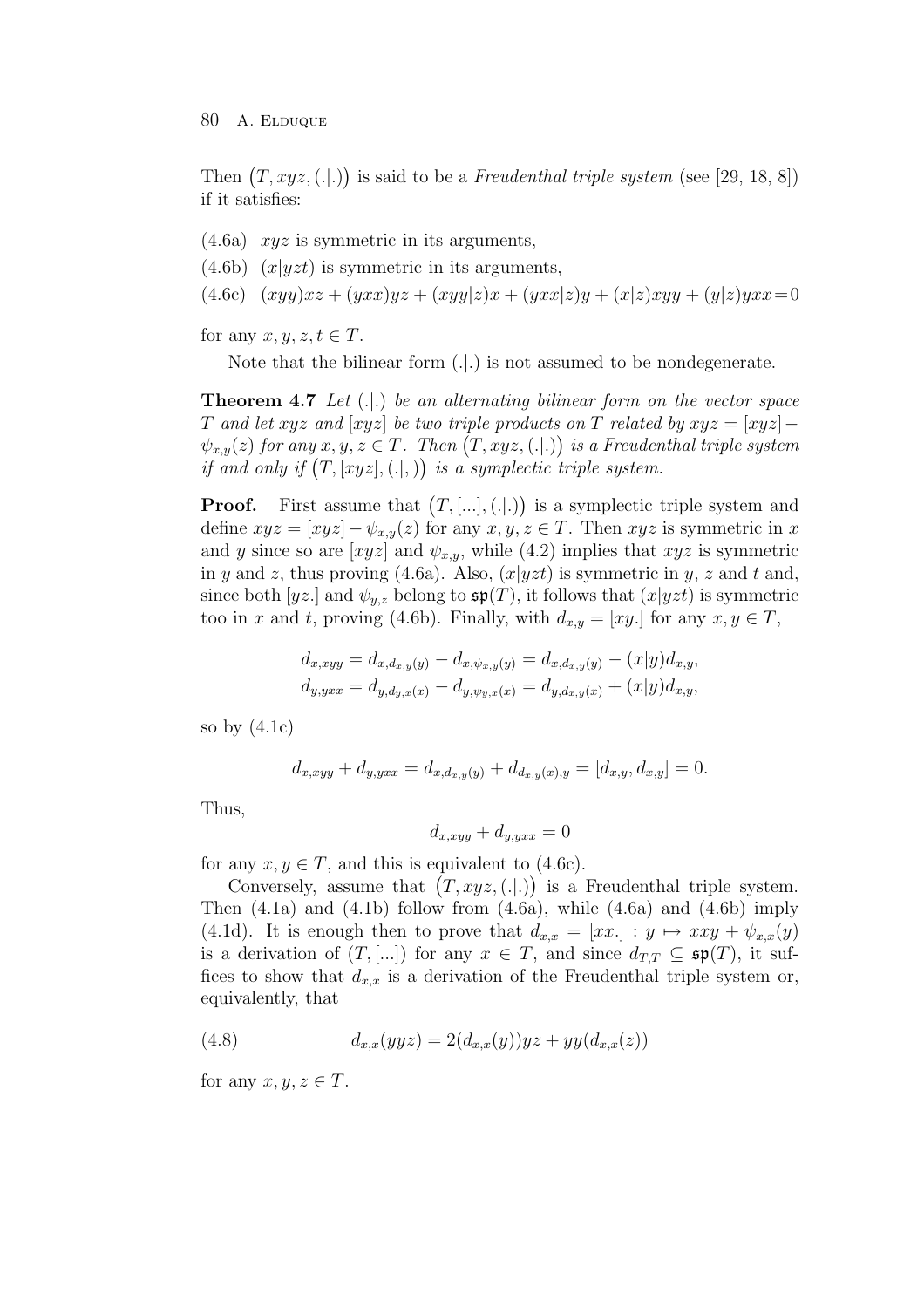Then $\big(T, xyz, (.|.)\big)$ is said to be a *Freudenthal triple system* (see [29, 18, 8]) if it satisfies:

(4.6a) $xyz$ is symmetric in its arguments,

(4.6b) $(x|yzt)$ is symmetric in its arguments,

(4.6c) $(xyy)xz + (yxx)yz + (xyy|z)x + (yxx|z)y + (x|z)xyy + (y|z)yxx = 0$

for any $x, y, z, t \in T$.

Note that the bilinear form $(.|.)$ is not assumed to be nondegenerate.

**Theorem 4.7** *Let $(.|.)$ be an alternating bilinear form on the vector space $T$ and let $xyz$ and $[xyz]$ be two triple products on $T$ related by $xyz = [xyz] - \psi_{x,y}(z)$ for any $x, y, z \in T$. Then $\big(T, xyz, (.|.)\big)$ is a Freudenthal triple system if and only if $\big(T, [xyz], (.|,)\big)$ is a symplectic triple system.*

**Proof.** First assume that $\big(T, [...], (.|.)\big)$ is a symplectic triple system and define $xyz = [xyz] - \psi_{x,y}(z)$ for any $x, y, z \in T$. Then $xyz$ is symmetric in $x$ and $y$ since so are $[xyz]$ and $\psi_{x,y}$, while (4.2) implies that $xyz$ is symmetric in $y$ and $z$, thus proving (4.6a). Also, $(x|yzt)$ is symmetric in $y$, $z$ and $t$ and, since both $[yz.]$ and $\psi_{y,z}$ belong to $\mathfrak{sp}(T)$, it follows that $(x|yzt)$ is symmetric too in $x$ and $t$, proving (4.6b). Finally, with $d_{x,y} = [xy.]$ for any $x, y \in T$,

$$d_{x,xyy} = d_{x,d_{x,y}(y)} - d_{x,\psi_{x,y}(y)} = d_{x,d_{x,y}(y)} - (x|y)d_{x,y},$$
$$d_{y,yxx} = d_{y,d_{y,x}(x)} - d_{y,\psi_{y,x}(x)} = d_{y,d_{x,y}(x)} + (x|y)d_{x,y},$$

so by (4.1c)

$$d_{x,xyy} + d_{y,yxx} = d_{x,d_{x,y}(y)} + d_{d_{x,y}(x),y} = [d_{x,y}, d_{x,y}] = 0.$$

Thus,

$$d_{x,xyy} + d_{y,yxx} = 0$$

for any $x, y \in T$, and this is equivalent to (4.6c).

Conversely, assume that $\big(T, xyz, (.|.)\big)$ is a Freudenthal triple system. Then (4.1a) and (4.1b) follow from (4.6a), while (4.6a) and (4.6b) imply (4.1d). It is enough then to prove that $d_{x,x} = [xx.] : y \mapsto xxy + \psi_{x,x}(y)$ is a derivation of $(T, [...])$ for any $x \in T$, and since $d_{T,T} \subseteq \mathfrak{sp}(T)$, it suffices to show that $d_{x,x}$ is a derivation of the Freudenthal triple system or, equivalently, that

$$d_{x,x}(yyz) = 2(d_{x,x}(y))yz + yy(d_{x,x}(z)) \tag{4.8}$$

for any $x, y, z \in T$.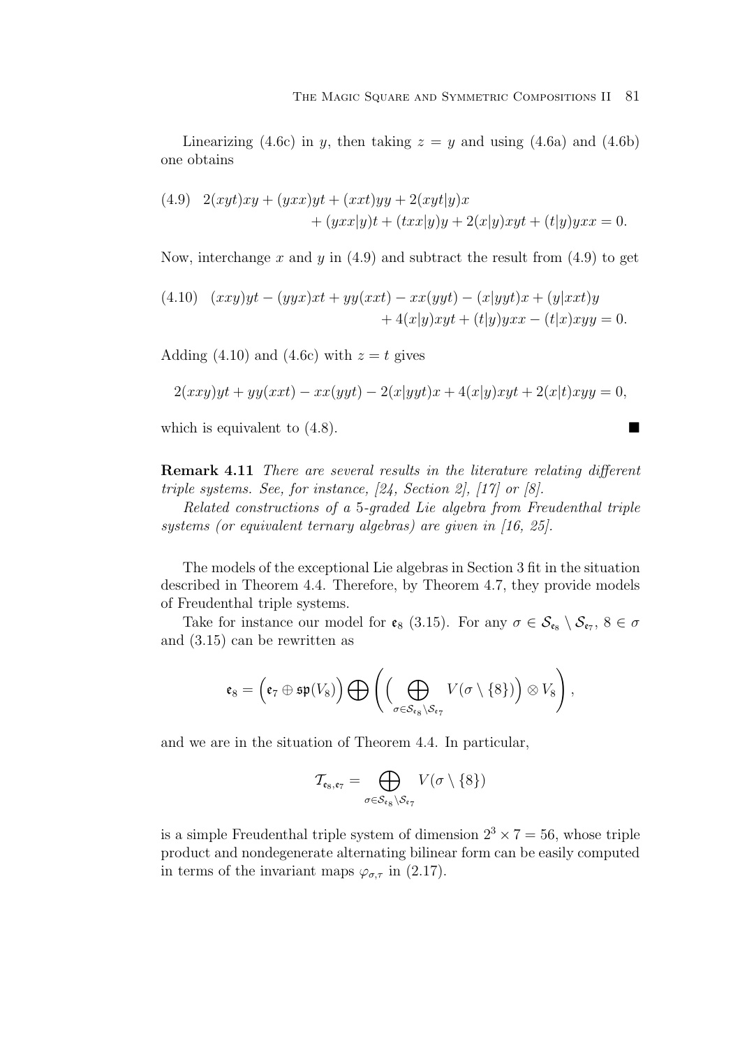Linearizing (4.6c) in $y$, then taking $z = y$ and using (4.6a) and (4.6b) one obtains

$$
\begin{aligned}
(4.9)\quad 2(xyt)xy + (yxx)yt + (xxt)yy + 2(xyt|y)x& \\
+ (yxx|y)t + (txx|y)y + 2(x|y)xyt + (t|y)yxx &= 0.
\end{aligned}
$$

Now, interchange $x$ and $y$ in (4.9) and subtract the result from (4.9) to get

$$
\begin{aligned}
(4.10)\quad (xxy)yt - (yyx)xt + yy(xxt) - xx(yyt) - (x|yyt)x + (y|xxt)y& \\
+ 4(x|y)xyt + (t|y)yxx - (t|x)xyy &= 0.
\end{aligned}
$$

Adding (4.10) and (4.6c) with $z = t$ gives

$$
2(xxy)yt + yy(xxt) - xx(yyt) - 2(x|yyt)x + 4(x|y)xyt + 2(x|t)xyy = 0,
$$

which is equivalent to (4.8). ■

**Remark 4.11** *There are several results in the literature relating different triple systems. See, for instance, [24, Section 2], [17] or [8].*

*Related constructions of a* 5*-graded Lie algebra from Freudenthal triple systems (or equivalent ternary algebras) are given in [16, 25].*

The models of the exceptional Lie algebras in Section 3 fit in the situation described in Theorem 4.4. Therefore, by Theorem 4.7, they provide models of Freudenthal triple systems.

Take for instance our model for $\mathfrak{e}_8$ (3.15). For any $\sigma \in \mathcal{S}_{\mathfrak{e}_8} \setminus \mathcal{S}_{\mathfrak{e}_7}$, $8 \in \sigma$ and (3.15) can be rewritten as

$$
\mathfrak{e}_8 = \Big(\mathfrak{e}_7 \oplus \mathfrak{sp}(V_8)\Big) \bigoplus \left( \Big( \bigoplus_{\sigma \in \mathcal{S}_{\mathfrak{e}_8} \setminus \mathcal{S}_{\mathfrak{e}_7}} V(\sigma \setminus \{8\}) \Big) \otimes V_8 \right),
$$

and we are in the situation of Theorem 4.4. In particular,

$$
\mathcal{T}_{\mathfrak{e}_8, \mathfrak{e}_7} = \bigoplus_{\sigma \in \mathcal{S}_{\mathfrak{e}_8} \setminus \mathcal{S}_{\mathfrak{e}_7}} V(\sigma \setminus \{8\})
$$

is a simple Freudenthal triple system of dimension $2^3 \times 7 = 56$, whose triple product and nondegenerate alternating bilinear form can be easily computed in terms of the invariant maps $\varphi_{\sigma,\tau}$ in (2.17).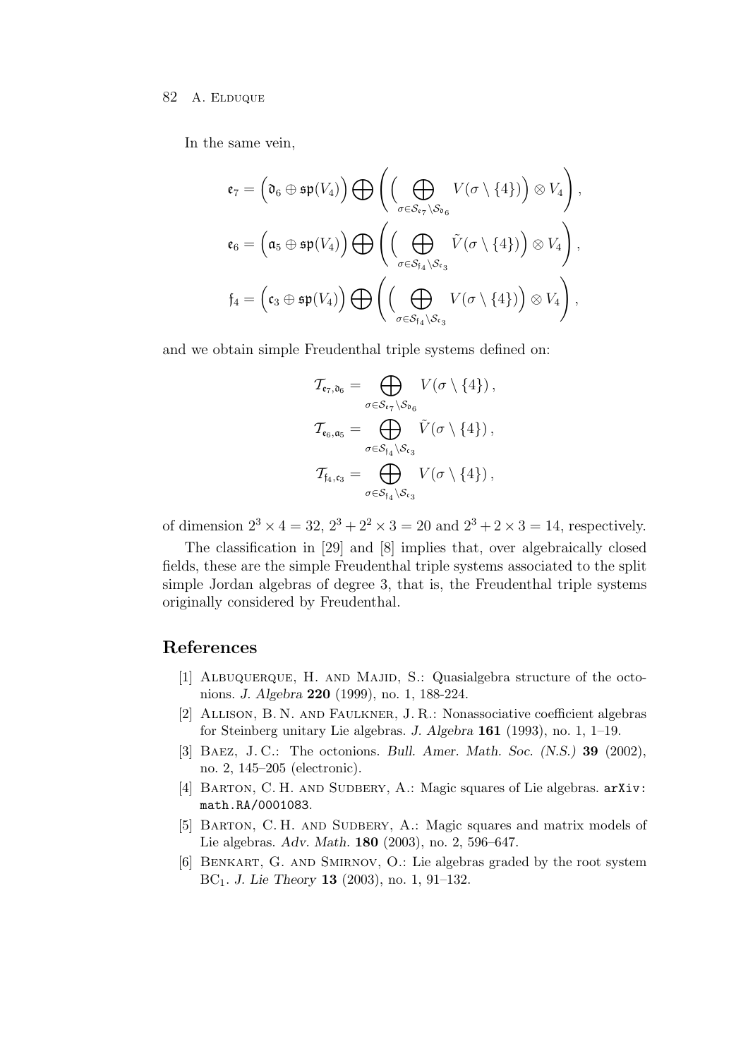In the same vein,

$$
\begin{aligned}
\mathfrak{e}_7 &= \Bigl(\mathfrak{d}_6 \oplus \mathfrak{sp}(V_4)\Bigr) \bigoplus \left( \Bigl( \bigoplus_{\sigma \in \mathcal{S}_{\mathfrak{e}_7} \setminus \mathcal{S}_{\mathfrak{d}_6}} V(\sigma \setminus \{4\}) \Bigr) \otimes V_4 \right), \\
\mathfrak{e}_6 &= \Bigl(\mathfrak{a}_5 \oplus \mathfrak{sp}(V_4)\Bigr) \bigoplus \left( \Bigl( \bigoplus_{\sigma \in \mathcal{S}_{\mathfrak{f}_4} \setminus \mathcal{S}_{\mathfrak{c}_3}} \tilde{V}(\sigma \setminus \{4\}) \Bigr) \otimes V_4 \right), \\
\mathfrak{f}_4 &= \Bigl(\mathfrak{c}_3 \oplus \mathfrak{sp}(V_4)\Bigr) \bigoplus \left( \Bigl( \bigoplus_{\sigma \in \mathcal{S}_{\mathfrak{f}_4} \setminus \mathcal{S}_{\mathfrak{c}_3}} V(\sigma \setminus \{4\}) \Bigr) \otimes V_4 \right),
\end{aligned}
$$

and we obtain simple Freudenthal triple systems defined on:

$$
\begin{aligned}
\mathcal{T}_{\mathfrak{e}_7, \mathfrak{d}_6} &= \bigoplus_{\sigma \in \mathcal{S}_{\mathfrak{e}_7} \setminus \mathcal{S}_{\mathfrak{d}_6}} V(\sigma \setminus \{4\}), \\
\mathcal{T}_{\mathfrak{e}_6, \mathfrak{a}_5} &= \bigoplus_{\sigma \in \mathcal{S}_{\mathfrak{f}_4} \setminus \mathcal{S}_{\mathfrak{c}_3}} \tilde{V}(\sigma \setminus \{4\}), \\
\mathcal{T}_{\mathfrak{f}_4, \mathfrak{c}_3} &= \bigoplus_{\sigma \in \mathcal{S}_{\mathfrak{f}_4} \setminus \mathcal{S}_{\mathfrak{c}_3}} V(\sigma \setminus \{4\}),
\end{aligned}
$$

of dimension $2^3 \times 4 = 32$, $2^3 + 2^2 \times 3 = 20$ and $2^3 + 2 \times 3 = 14$, respectively.

The classification in [29] and [8] implies that, over algebraically closed fields, these are the simple Freudenthal triple systems associated to the split simple Jordan algebras of degree 3, that is, the Freudenthal triple systems originally considered by Freudenthal.

## References

[1] Albuquerque, H. and Majid, S.: Quasialgebra structure of the octonions. *J. Algebra* **220** (1999), no. 1, 188-224.

[2] Allison, B. N. and Faulkner, J. R.: Nonassociative coefficient algebras for Steinberg unitary Lie algebras. *J. Algebra* **161** (1993), no. 1, 1–19.

[3] Baez, J. C.: The octonions. *Bull. Amer. Math. Soc. (N.S.)* **39** (2002), no. 2, 145–205 (electronic).

[4] Barton, C. H. and Sudbery, A.: Magic squares of Lie algebras. `arXiv: math.RA/0001083`.

[5] Barton, C. H. and Sudbery, A.: Magic squares and matrix models of Lie algebras. *Adv. Math.* **180** (2003), no. 2, 596–647.

[6] Benkart, G. and Smirnov, O.: Lie algebras graded by the root system $\mathrm{BC}_1$. *J. Lie Theory* **13** (2003), no. 1, 91–132.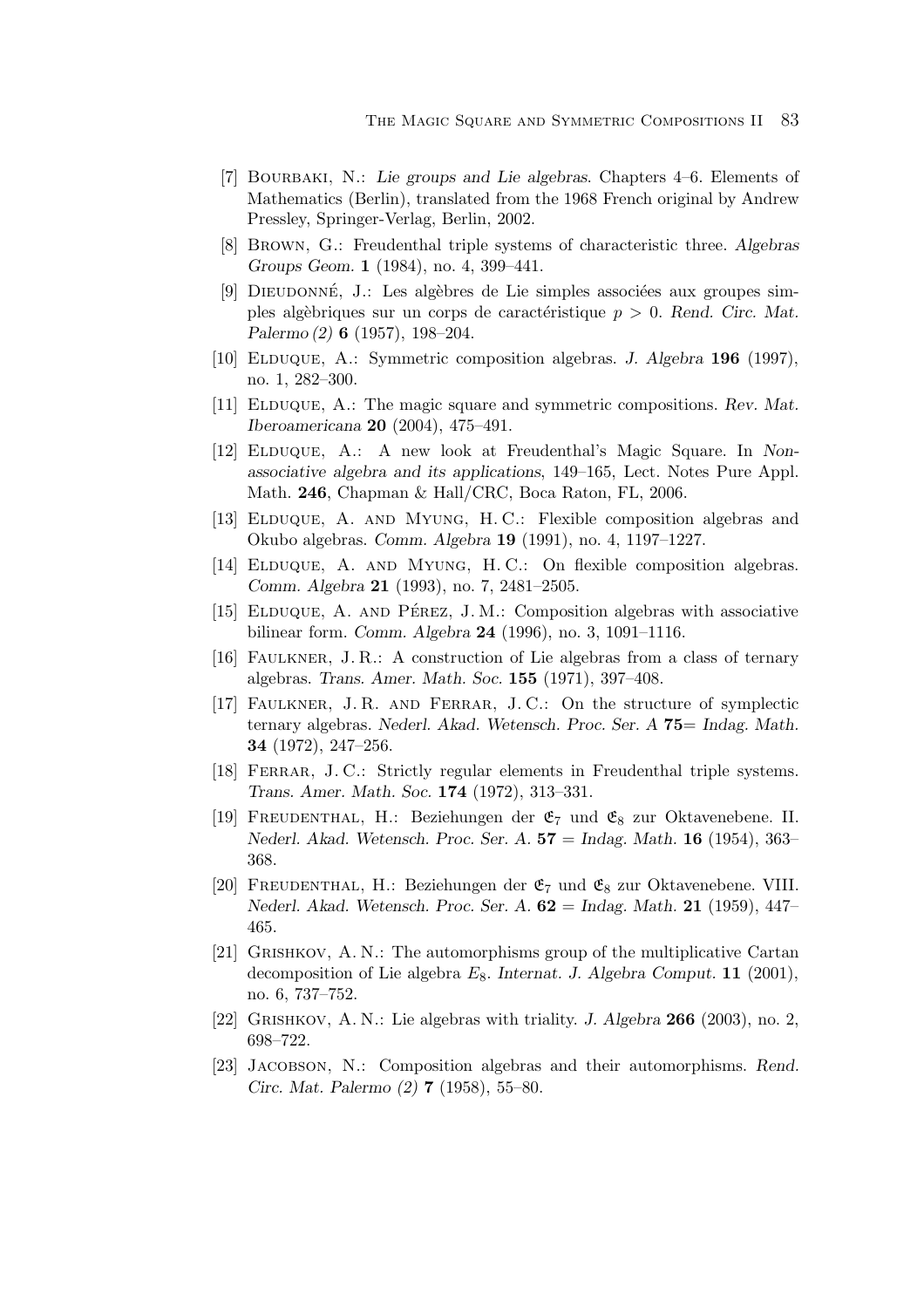[7] Bourbaki, N.: *Lie groups and Lie algebras*. Chapters 4–6. Elements of Mathematics (Berlin), translated from the 1968 French original by Andrew Pressley, Springer-Verlag, Berlin, 2002.

[8] Brown, G.: Freudenthal triple systems of characteristic three. *Algebras Groups Geom.* **1** (1984), no. 4, 399–441.

[9] Dieudonné, J.: Les algèbres de Lie simples associées aux groupes simples algèbriques sur un corps de caractéristique $p > 0$. *Rend. Circ. Mat. Palermo (2)* **6** (1957), 198–204.

[10] Elduque, A.: Symmetric composition algebras. *J. Algebra* **196** (1997), no. 1, 282–300.

[11] Elduque, A.: The magic square and symmetric compositions. *Rev. Mat. Iberoamericana* **20** (2004), 475–491.

[12] Elduque, A.: A new look at Freudenthal's Magic Square. In *Nonassociative algebra and its applications*, 149–165, Lect. Notes Pure Appl. Math. **246**, Chapman & Hall/CRC, Boca Raton, FL, 2006.

[13] Elduque, A. and Myung, H. C.: Flexible composition algebras and Okubo algebras. *Comm. Algebra* **19** (1991), no. 4, 1197–1227.

[14] Elduque, A. and Myung, H. C.: On flexible composition algebras. *Comm. Algebra* **21** (1993), no. 7, 2481–2505.

[15] Elduque, A. and Pérez, J. M.: Composition algebras with associative bilinear form. *Comm. Algebra* **24** (1996), no. 3, 1091–1116.

[16] Faulkner, J. R.: A construction of Lie algebras from a class of ternary algebras. *Trans. Amer. Math. Soc.* **155** (1971), 397–408.

[17] Faulkner, J. R. and Ferrar, J. C.: On the structure of symplectic ternary algebras. *Nederl. Akad. Wetensch. Proc. Ser. A* **75**= *Indag. Math.* **34** (1972), 247–256.

[18] Ferrar, J. C.: Strictly regular elements in Freudenthal triple systems. *Trans. Amer. Math. Soc.* **174** (1972), 313–331.

[19] Freudenthal, H.: Beziehungen der $\mathfrak{E}_7$ und $\mathfrak{E}_8$ zur Oktavenebene. II. *Nederl. Akad. Wetensch. Proc. Ser. A.* **57** = *Indag. Math.* **16** (1954), 363–368.

[20] Freudenthal, H.: Beziehungen der $\mathfrak{E}_7$ und $\mathfrak{E}_8$ zur Oktavenebene. VIII. *Nederl. Akad. Wetensch. Proc. Ser. A.* **62** = *Indag. Math.* **21** (1959), 447–465.

[21] Grishkov, A. N.: The automorphisms group of the multiplicative Cartan decomposition of Lie algebra $E_8$. *Internat. J. Algebra Comput.* **11** (2001), no. 6, 737–752.

[22] Grishkov, A. N.: Lie algebras with triality. *J. Algebra* **266** (2003), no. 2, 698–722.

[23] Jacobson, N.: Composition algebras and their automorphisms. *Rend. Circ. Mat. Palermo (2)* **7** (1958), 55–80.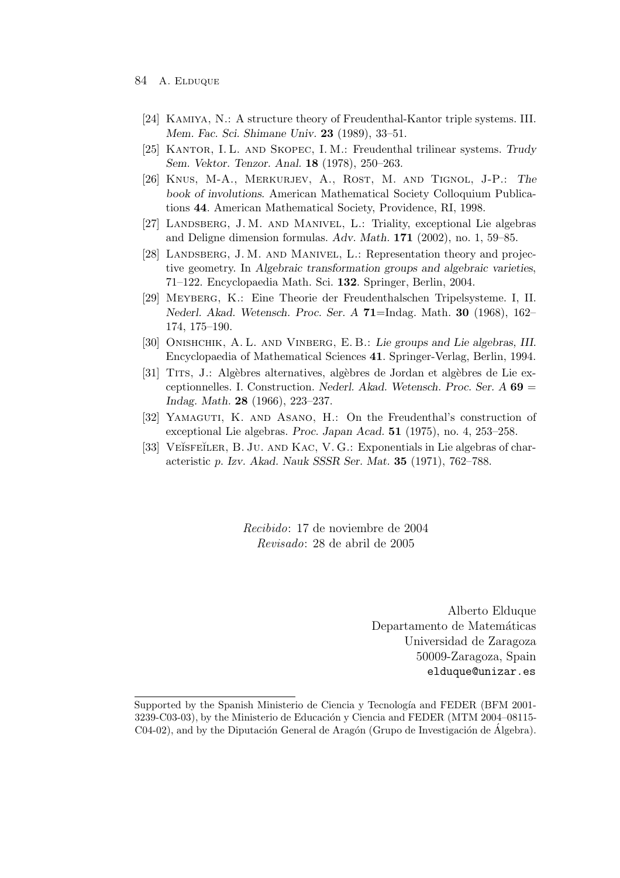[24] Kamiya, N.: A structure theory of Freudenthal-Kantor triple systems. III. *Mem. Fac. Sci. Shimane Univ.* **23** (1989), 33–51.

[25] Kantor, I. L. and Skopec, I. M.: Freudenthal trilinear systems. *Trudy Sem. Vektor. Tenzor. Anal.* **18** (1978), 250–263.

[26] Knus, M-A., Merkurjev, A., Rost, M. and Tignol, J-P.: *The book of involutions*. American Mathematical Society Colloquium Publications **44**. American Mathematical Society, Providence, RI, 1998.

[27] Landsberg, J. M. and Manivel, L.: Triality, exceptional Lie algebras and Deligne dimension formulas. *Adv. Math.* **171** (2002), no. 1, 59–85.

[28] Landsberg, J. M. and Manivel, L.: Representation theory and projective geometry. In *Algebraic transformation groups and algebraic varieties*, 71–122. Encyclopaedia Math. Sci. **132**. Springer, Berlin, 2004.

[29] Meyberg, K.: Eine Theorie der Freudenthalschen Tripelsysteme. I, II. *Nederl. Akad. Wetensch. Proc. Ser. A* **71**=Indag. Math. **30** (1968), 162–174, 175–190.

[30] Onishchik, A. L. and Vinberg, E. B.: *Lie groups and Lie algebras, III*. Encyclopaedia of Mathematical Sciences **41**. Springer-Verlag, Berlin, 1994.

[31] Tits, J.: Algèbres alternatives, algèbres de Jordan et algèbres de Lie exceptionnelles. I. Construction. *Nederl. Akad. Wetensch. Proc. Ser. A* **69** = *Indag. Math.* **28** (1966), 223–237.

[32] Yamaguti, K. and Asano, H.: On the Freudenthal's construction of exceptional Lie algebras. *Proc. Japan Acad.* **51** (1975), no. 4, 253–258.

[33] Veĭsfeĭler, B. Ju. and Kac, V. G.: Exponentials in Lie algebras of characteristic *p*. *Izv. Akad. Nauk SSSR Ser. Mat.* **35** (1971), 762–788.

*Recibido*: 17 de noviembre de 2004
*Revisado*: 28 de abril de 2005

Alberto Elduque
Departamento de Matemáticas
Universidad de Zaragoza
50009-Zaragoza, Spain
elduque@unizar.es

Supported by the Spanish Ministerio de Ciencia y Tecnología and FEDER (BFM 2001-3239-C03-03), by the Ministerio de Educación y Ciencia and FEDER (MTM 2004–08115-C04-02), and by the Diputación General de Aragón (Grupo de Investigación de Álgebra).